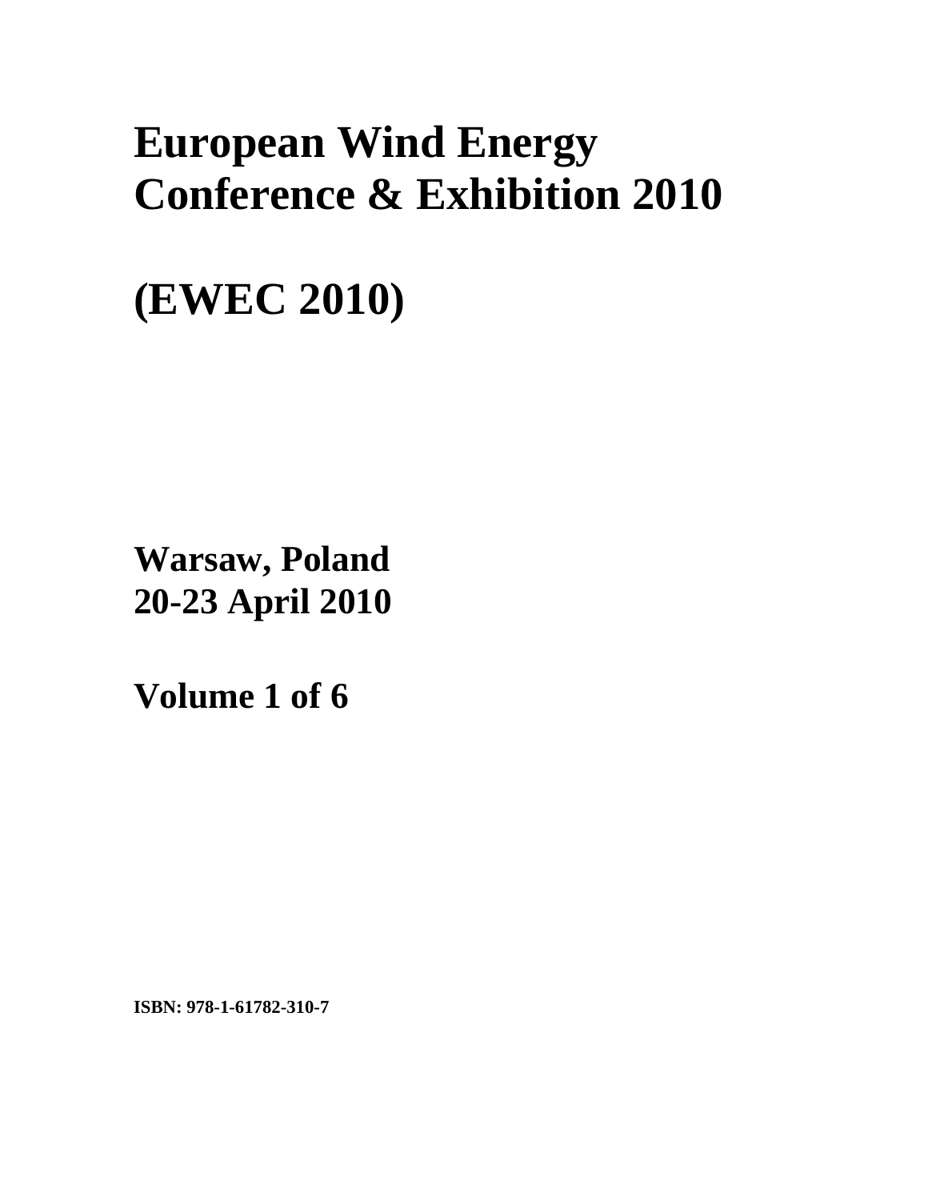# European Wind Energy Conference & Exhibition 2010

# (EWEC 2010)

**Warsaw, Poland**
**20-23 April 2010**

**Volume 1 of 6**

**ISBN: 978-1-61782-310-7**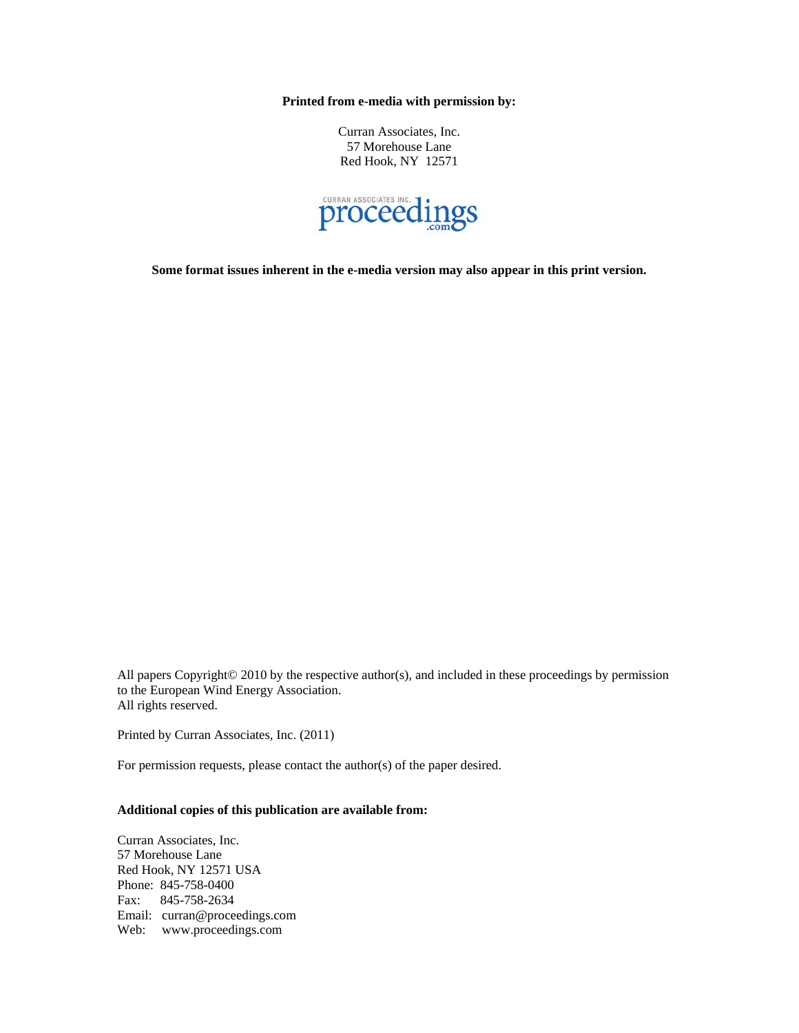**Printed from e-media with permission by:**

Curran Associates, Inc.
57 Morehouse Lane
Red Hook, NY 12571

CURRAN ASSOCIATES INC. proceedings.com

**Some format issues inherent in the e-media version may also appear in this print version.**

All papers Copyright© 2010 by the respective author(s), and included in these proceedings by permission to the European Wind Energy Association.
All rights reserved.

Printed by Curran Associates, Inc. (2011)

For permission requests, please contact the author(s) of the paper desired.

**Additional copies of this publication are available from:**

Curran Associates, Inc.
57 Morehouse Lane
Red Hook, NY 12571 USA
Phone: 845-758-0400
Fax: 845-758-2634
Email: curran@proceedings.com
Web: www.proceedings.com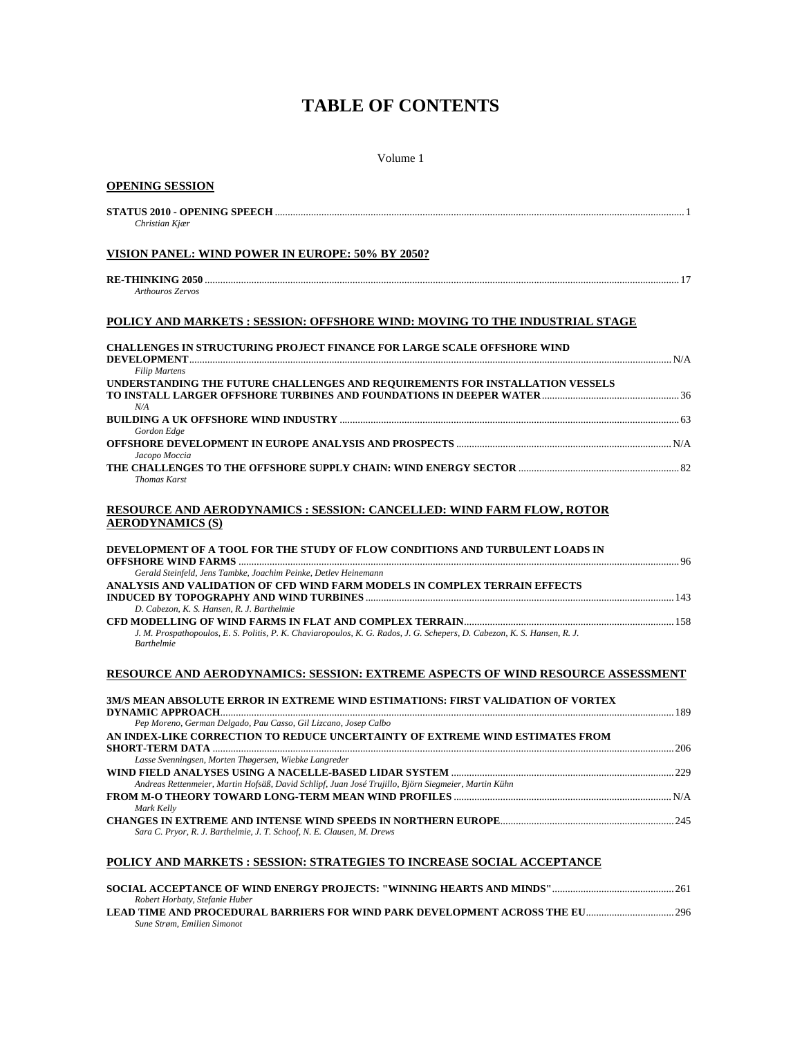# TABLE OF CONTENTS

Volume 1

## OPENING SESSION

**STATUS 2010 - OPENING SPEECH** ..... 1
*Christian Kjær*

## VISION PANEL: WIND POWER IN EUROPE: 50% BY 2050?

**RE-THINKING 2050** ..... 17
*Arthouros Zervos*

## POLICY AND MARKETS : SESSION: OFFSHORE WIND: MOVING TO THE INDUSTRIAL STAGE

**CHALLENGES IN STRUCTURING PROJECT FINANCE FOR LARGE SCALE OFFSHORE WIND DEVELOPMENT** ..... N/A
*Filip Martens*

**UNDERSTANDING THE FUTURE CHALLENGES AND REQUIREMENTS FOR INSTALLATION VESSELS TO INSTALL LARGER OFFSHORE TURBINES AND FOUNDATIONS IN DEEPER WATER** ..... 36
*N/A*

**BUILDING A UK OFFSHORE WIND INDUSTRY** ..... 63
*Gordon Edge*

**OFFSHORE DEVELOPMENT IN EUROPE ANALYSIS AND PROSPECTS** ..... N/A
*Jacopo Moccia*

**THE CHALLENGES TO THE OFFSHORE SUPPLY CHAIN: WIND ENERGY SECTOR** ..... 82
*Thomas Karst*

## RESOURCE AND AERODYNAMICS : SESSION: CANCELLED: WIND FARM FLOW, ROTOR AERODYNAMICS (S)

**DEVELOPMENT OF A TOOL FOR THE STUDY OF FLOW CONDITIONS AND TURBULENT LOADS IN OFFSHORE WIND FARMS** ..... 96
*Gerald Steinfeld, Jens Tambke, Joachim Peinke, Detlev Heinemann*

**ANALYSIS AND VALIDATION OF CFD WIND FARM MODELS IN COMPLEX TERRAIN EFFECTS INDUCED BY TOPOGRAPHY AND WIND TURBINES** ..... 143
*D. Cabezon, K. S. Hansen, R. J. Barthelmie*

**CFD MODELLING OF WIND FARMS IN FLAT AND COMPLEX TERRAIN** ..... 158
*J. M. Prospathopoulos, E. S. Politis, P. K. Chaviaropoulos, K. G. Rados, J. G. Schepers, D. Cabezon, K. S. Hansen, R. J. Barthelmie*

## RESOURCE AND AERODYNAMICS: SESSION: EXTREME ASPECTS OF WIND RESOURCE ASSESSMENT

**3M/S MEAN ABSOLUTE ERROR IN EXTREME WIND ESTIMATIONS: FIRST VALIDATION OF VORTEX DYNAMIC APPROACH** ..... 189
*Pep Moreno, German Delgado, Pau Casso, Gil Lizcano, Josep Calbo*

**AN INDEX-LIKE CORRECTION TO REDUCE UNCERTAINTY OF EXTREME WIND ESTIMATES FROM SHORT-TERM DATA** ..... 206
*Lasse Svenningsen, Morten Thøgersen, Wiebke Langreder*

**WIND FIELD ANALYSES USING A NACELLE-BASED LIDAR SYSTEM** ..... 229
*Andreas Rettenmeier, Martin Hofsäß, David Schlipf, Juan José Trujillo, Björn Siegmeier, Martin Kühn*

**FROM M-O THEORY TOWARD LONG-TERM MEAN WIND PROFILES** ..... N/A
*Mark Kelly*

**CHANGES IN EXTREME AND INTENSE WIND SPEEDS IN NORTHERN EUROPE** ..... 245
*Sara C. Pryor, R. J. Barthelmie, J. T. Schoof, N. E. Clausen, M. Drews*

## POLICY AND MARKETS : SESSION: STRATEGIES TO INCREASE SOCIAL ACCEPTANCE

**SOCIAL ACCEPTANCE OF WIND ENERGY PROJECTS: "WINNING HEARTS AND MINDS"** ..... 261
*Robert Horbaty, Stefanie Huber*

**LEAD TIME AND PROCEDURAL BARRIERS FOR WIND PARK DEVELOPMENT ACROSS THE EU** ..... 296
*Sune Strøm, Emilien Simonot*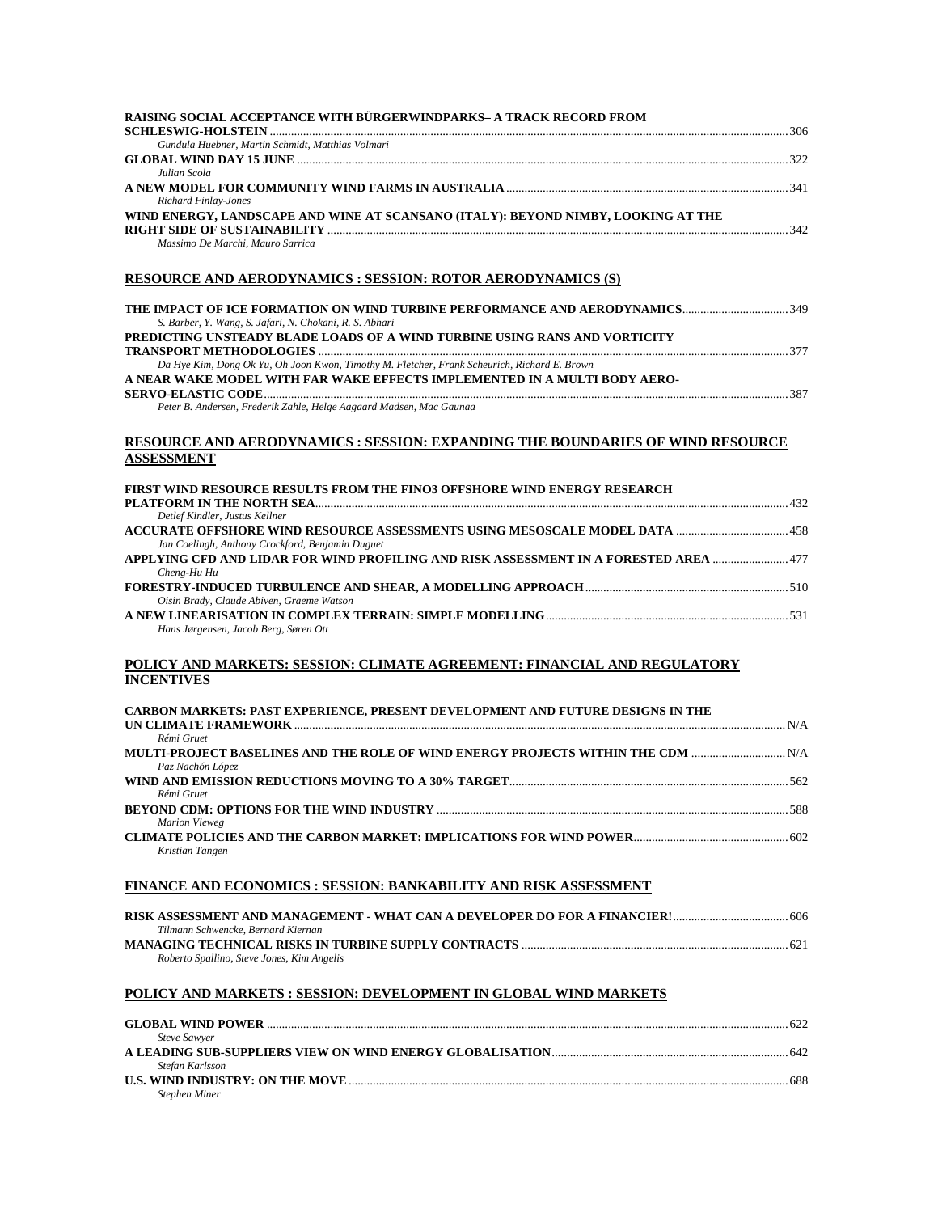**RAISING SOCIAL ACCEPTANCE WITH BÜRGERWINDPARKS– A TRACK RECORD FROM SCHLESWIG-HOLSTEIN** ........ 306
*Gundula Huebner, Martin Schmidt, Matthias Volmari*

**GLOBAL WIND DAY 15 JUNE** ........ 322
*Julian Scola*

**A NEW MODEL FOR COMMUNITY WIND FARMS IN AUSTRALIA** ........ 341
*Richard Finlay-Jones*

**WIND ENERGY, LANDSCAPE AND WINE AT SCANSANO (ITALY): BEYOND NIMBY, LOOKING AT THE RIGHT SIDE OF SUSTAINABILITY** ........ 342
*Massimo De Marchi, Mauro Sarrica*

## RESOURCE AND AERODYNAMICS : SESSION: ROTOR AERODYNAMICS (S)

**THE IMPACT OF ICE FORMATION ON WIND TURBINE PERFORMANCE AND AERODYNAMICS** ........ 349
*S. Barber, Y. Wang, S. Jafari, N. Chokani, R. S. Abhari*

**PREDICTING UNSTEADY BLADE LOADS OF A WIND TURBINE USING RANS AND VORTICITY TRANSPORT METHODOLOGIES** ........ 377
*Da Hye Kim, Dong Ok Yu, Oh Joon Kwon, Timothy M. Fletcher, Frank Scheurich, Richard E. Brown*

**A NEAR WAKE MODEL WITH FAR WAKE EFFECTS IMPLEMENTED IN A MULTI BODY AERO-SERVO-ELASTIC CODE** ........ 387
*Peter B. Andersen, Frederik Zahle, Helge Aagaard Madsen, Mac Gaunaa*

## RESOURCE AND AERODYNAMICS : SESSION: EXPANDING THE BOUNDARIES OF WIND RESOURCE ASSESSMENT

**FIRST WIND RESOURCE RESULTS FROM THE FINO3 OFFSHORE WIND ENERGY RESEARCH PLATFORM IN THE NORTH SEA** ........ 432
*Detlef Kindler, Justus Kellner*

**ACCURATE OFFSHORE WIND RESOURCE ASSESSMENTS USING MESOSCALE MODEL DATA** ........ 458
*Jan Coelingh, Anthony Crockford, Benjamin Duguet*

**APPLYING CFD AND LIDAR FOR WIND PROFILING AND RISK ASSESSMENT IN A FORESTED AREA** ........ 477
*Cheng-Hu Hu*

**FORESTRY-INDUCED TURBULENCE AND SHEAR, A MODELLING APPROACH** ........ 510
*Oisin Brady, Claude Abiven, Graeme Watson*

**A NEW LINEARISATION IN COMPLEX TERRAIN: SIMPLE MODELLING** ........ 531
*Hans Jørgensen, Jacob Berg, Søren Ott*

## POLICY AND MARKETS: SESSION: CLIMATE AGREEMENT: FINANCIAL AND REGULATORY INCENTIVES

**CARBON MARKETS: PAST EXPERIENCE, PRESENT DEVELOPMENT AND FUTURE DESIGNS IN THE UN CLIMATE FRAMEWORK** ........ N/A
*Rémi Gruet*

**MULTI-PROJECT BASELINES AND THE ROLE OF WIND ENERGY PROJECTS WITHIN THE CDM** ........ N/A
*Paz Nachón López*

**WIND AND EMISSION REDUCTIONS MOVING TO A 30% TARGET** ........ 562
*Rémi Gruet*

**BEYOND CDM: OPTIONS FOR THE WIND INDUSTRY** ........ 588
*Marion Vieweg*

**CLIMATE POLICIES AND THE CARBON MARKET: IMPLICATIONS FOR WIND POWER** ........ 602
*Kristian Tangen*

## FINANCE AND ECONOMICS : SESSION: BANKABILITY AND RISK ASSESSMENT

**RISK ASSESSMENT AND MANAGEMENT - WHAT CAN A DEVELOPER DO FOR A FINANCIER!** ........ 606
*Tilmann Schwencke, Bernard Kiernan*

**MANAGING TECHNICAL RISKS IN TURBINE SUPPLY CONTRACTS** ........ 621
*Roberto Spallino, Steve Jones, Kim Angelis*

## POLICY AND MARKETS : SESSION: DEVELOPMENT IN GLOBAL WIND MARKETS

**GLOBAL WIND POWER** ........ 622
*Steve Sawyer*

**A LEADING SUB-SUPPLIERS VIEW ON WIND ENERGY GLOBALISATION** ........ 642
*Stefan Karlsson*

**U.S. WIND INDUSTRY: ON THE MOVE** ........ 688
*Stephen Miner*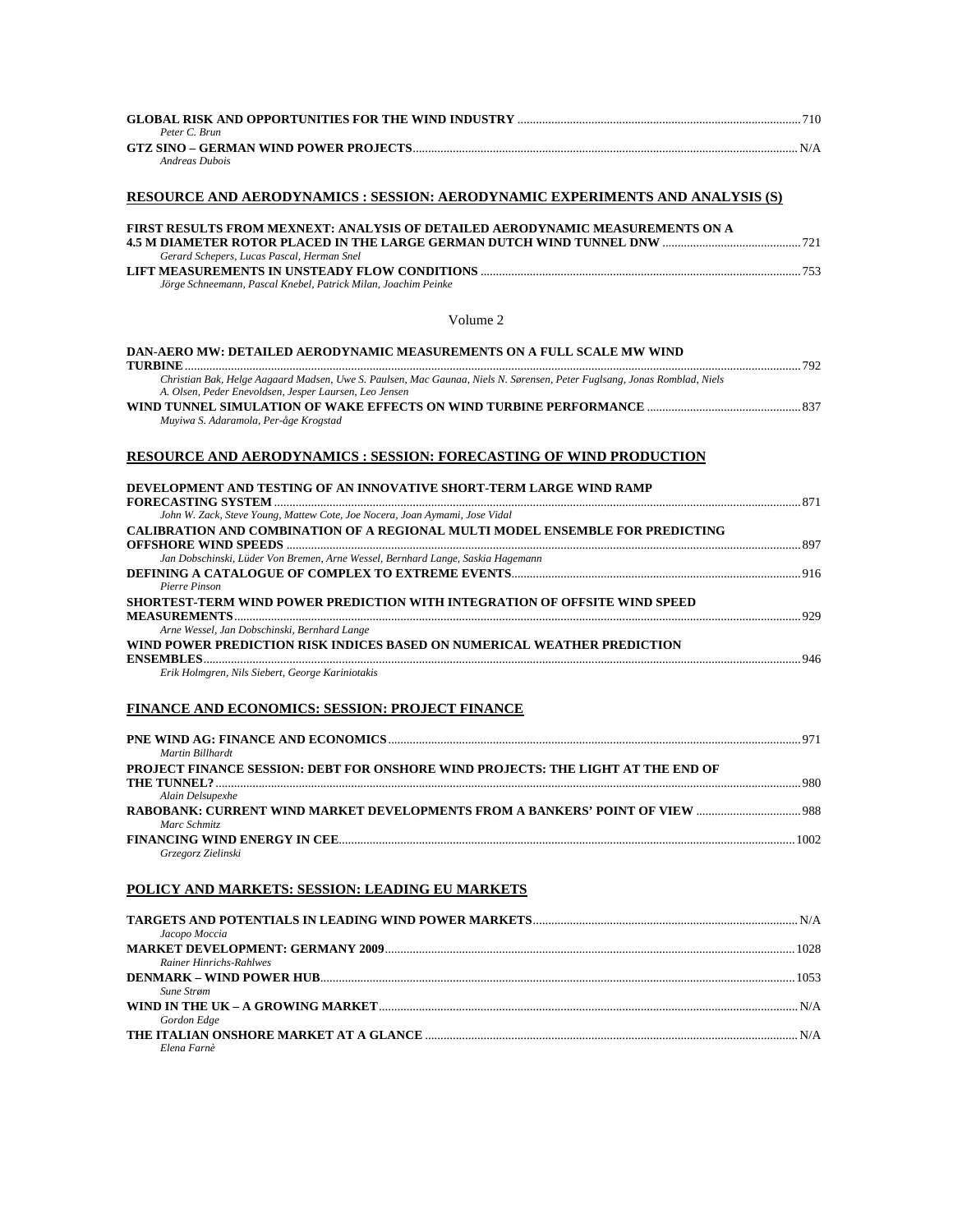**GLOBAL RISK AND OPPORTUNITIES FOR THE WIND INDUSTRY** .......... 710
*Peter C. Brun*

**GTZ SINO – GERMAN WIND POWER PROJECTS** .......... N/A
*Andreas Dubois*

## RESOURCE AND AERODYNAMICS : SESSION: AERODYNAMIC EXPERIMENTS AND ANALYSIS (S)

**FIRST RESULTS FROM MEXNEXT: ANALYSIS OF DETAILED AERODYNAMIC MEASUREMENTS ON A 4.5 M DIAMETER ROTOR PLACED IN THE LARGE GERMAN DUTCH WIND TUNNEL DNW** .......... 721
*Gerard Schepers, Lucas Pascal, Herman Snel*

**LIFT MEASUREMENTS IN UNSTEADY FLOW CONDITIONS** .......... 753
*Jörge Schneemann, Pascal Knebel, Patrick Milan, Joachim Peinke*

Volume 2

**DAN-AERO MW: DETAILED AERODYNAMIC MEASUREMENTS ON A FULL SCALE MW WIND TURBINE** .......... 792
*Christian Bak, Helge Aagaard Madsen, Uwe S. Paulsen, Mac Gaunaa, Niels N. Sørensen, Peter Fuglsang, Jonas Romblad, Niels A. Olsen, Peder Enevoldsen, Jesper Laursen, Leo Jensen*

**WIND TUNNEL SIMULATION OF WAKE EFFECTS ON WIND TURBINE PERFORMANCE** .......... 837
*Muyiwa S. Adaramola, Per-åge Krogstad*

## RESOURCE AND AERODYNAMICS : SESSION: FORECASTING OF WIND PRODUCTION

**DEVELOPMENT AND TESTING OF AN INNOVATIVE SHORT-TERM LARGE WIND RAMP FORECASTING SYSTEM** .......... 871
*John W. Zack, Steve Young, Mattew Cote, Joe Nocera, Joan Aymami, Jose Vidal*

**CALIBRATION AND COMBINATION OF A REGIONAL MULTI MODEL ENSEMBLE FOR PREDICTING OFFSHORE WIND SPEEDS** .......... 897
*Jan Dobschinski, Lüder Von Bremen, Arne Wessel, Bernhard Lange, Saskia Hagemann*

**DEFINING A CATALOGUE OF COMPLEX TO EXTREME EVENTS** .......... 916
*Pierre Pinson*

**SHORTEST-TERM WIND POWER PREDICTION WITH INTEGRATION OF OFFSITE WIND SPEED MEASUREMENTS** .......... 929
*Arne Wessel, Jan Dobschinski, Bernhard Lange*

**WIND POWER PREDICTION RISK INDICES BASED ON NUMERICAL WEATHER PREDICTION ENSEMBLES** .......... 946
*Erik Holmgren, Nils Siebert, George Kariniotakis*

## FINANCE AND ECONOMICS: SESSION: PROJECT FINANCE

**PNE WIND AG: FINANCE AND ECONOMICS** .......... 971
*Martin Billhardt*

**PROJECT FINANCE SESSION: DEBT FOR ONSHORE WIND PROJECTS: THE LIGHT AT THE END OF THE TUNNEL?** .......... 980
*Alain Delsupexhe*

**RABOBANK: CURRENT WIND MARKET DEVELOPMENTS FROM A BANKERS' POINT OF VIEW** .......... 988
*Marc Schmitz*

**FINANCING WIND ENERGY IN CEE** .......... 1002
*Grzegorz Zielinski*

## POLICY AND MARKETS: SESSION: LEADING EU MARKETS

**TARGETS AND POTENTIALS IN LEADING WIND POWER MARKETS** .......... N/A
*Jacopo Moccia*

**MARKET DEVELOPMENT: GERMANY 2009** .......... 1028
*Rainer Hinrichs-Rahlwes*

**DENMARK – WIND POWER HUB** .......... 1053
*Sune Strøm*

**WIND IN THE UK – A GROWING MARKET** .......... N/A
*Gordon Edge*

**THE ITALIAN ONSHORE MARKET AT A GLANCE** .......... N/A
*Elena Farnè*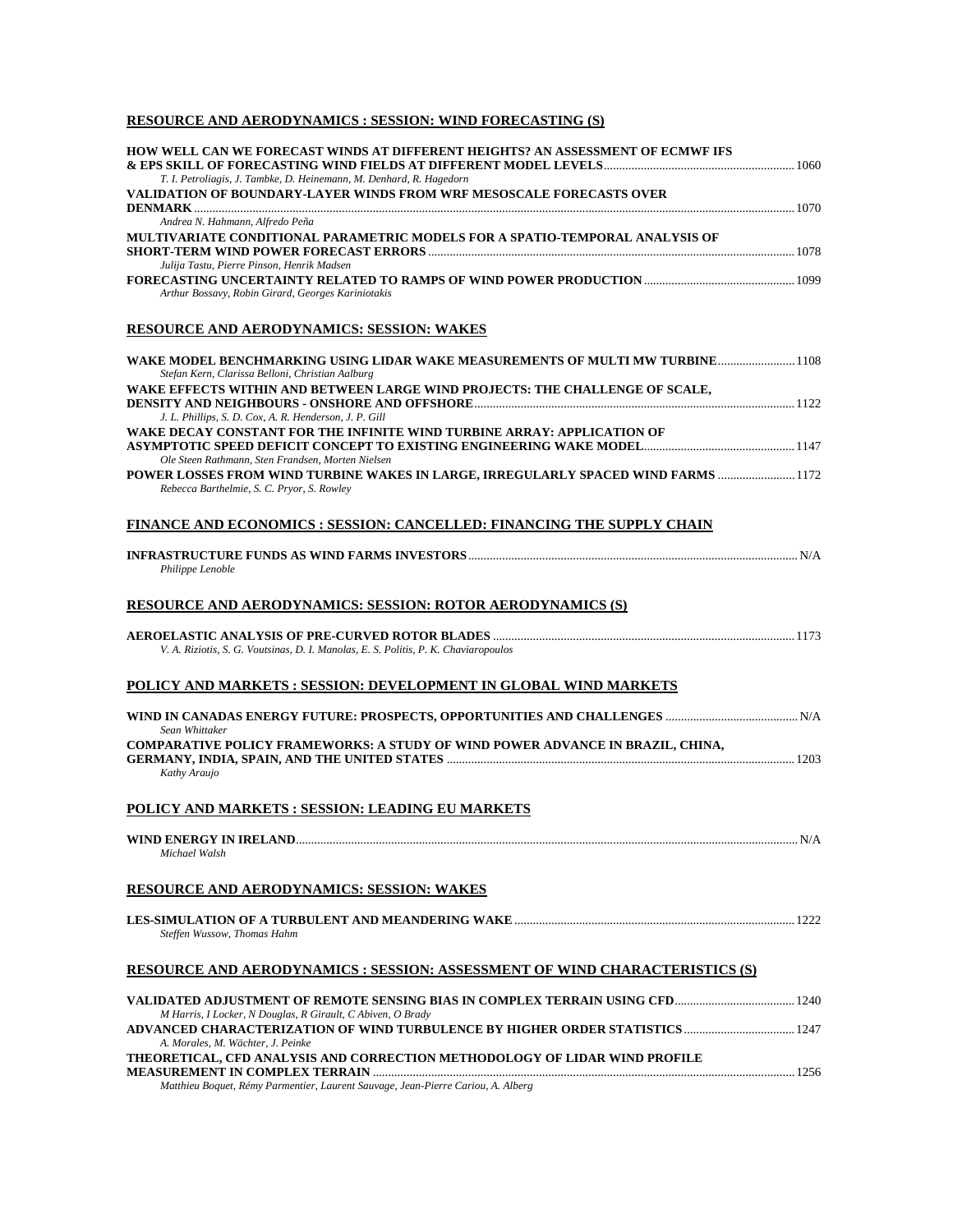## RESOURCE AND AERODYNAMICS : SESSION: WIND FORECASTING (S)

**HOW WELL CAN WE FORECAST WINDS AT DIFFERENT HEIGHTS? AN ASSESSMENT OF ECMWF IFS & EPS SKILL OF FORECASTING WIND FIELDS AT DIFFERENT MODEL LEVELS** ............ 1060
*T. I. Petroliagis, J. Tambke, D. Heinemann, M. Denhard, R. Hagedorn*

**VALIDATION OF BOUNDARY-LAYER WINDS FROM WRF MESOSCALE FORECASTS OVER DENMARK** ............ 1070
*Andrea N. Hahmann, Alfredo Peña*

**MULTIVARIATE CONDITIONAL PARAMETRIC MODELS FOR A SPATIO-TEMPORAL ANALYSIS OF SHORT-TERM WIND POWER FORECAST ERRORS** ............ 1078
*Julija Tastu, Pierre Pinson, Henrik Madsen*

**FORECASTING UNCERTAINTY RELATED TO RAMPS OF WIND POWER PRODUCTION** ............ 1099
*Arthur Bossavy, Robin Girard, Georges Kariniotakis*

## RESOURCE AND AERODYNAMICS: SESSION: WAKES

**WAKE MODEL BENCHMARKING USING LIDAR WAKE MEASUREMENTS OF MULTI MW TURBINE** ............ 1108
*Stefan Kern, Clarissa Belloni, Christian Aalburg*

**WAKE EFFECTS WITHIN AND BETWEEN LARGE WIND PROJECTS: THE CHALLENGE OF SCALE, DENSITY AND NEIGHBOURS - ONSHORE AND OFFSHORE** ............ 1122
*J. L. Phillips, S. D. Cox, A. R. Henderson, J. P. Gill*

**WAKE DECAY CONSTANT FOR THE INFINITE WIND TURBINE ARRAY: APPLICATION OF ASYMPTOTIC SPEED DEFICIT CONCEPT TO EXISTING ENGINEERING WAKE MODEL** ............ 1147
*Ole Steen Rathmann, Sten Frandsen, Morten Nielsen*

**POWER LOSSES FROM WIND TURBINE WAKES IN LARGE, IRREGULARLY SPACED WIND FARMS** ............ 1172
*Rebecca Barthelmie, S. C. Pryor, S. Rowley*

## FINANCE AND ECONOMICS : SESSION: CANCELLED: FINANCING THE SUPPLY CHAIN

**INFRASTRUCTURE FUNDS AS WIND FARMS INVESTORS** ............ N/A
*Philippe Lenoble*

## RESOURCE AND AERODYNAMICS: SESSION: ROTOR AERODYNAMICS (S)

**AEROELASTIC ANALYSIS OF PRE-CURVED ROTOR BLADES** ............ 1173
*V. A. Riziotis, S. G. Voutsinas, D. I. Manolas, E. S. Politis, P. K. Chaviaropoulos*

## POLICY AND MARKETS : SESSION: DEVELOPMENT IN GLOBAL WIND MARKETS

**WIND IN CANADAS ENERGY FUTURE: PROSPECTS, OPPORTUNITIES AND CHALLENGES** ............ N/A
*Sean Whittaker*

**COMPARATIVE POLICY FRAMEWORKS: A STUDY OF WIND POWER ADVANCE IN BRAZIL, CHINA, GERMANY, INDIA, SPAIN, AND THE UNITED STATES** ............ 1203
*Kathy Araujo*

## POLICY AND MARKETS : SESSION: LEADING EU MARKETS

**WIND ENERGY IN IRELAND** ............ N/A
*Michael Walsh*

## RESOURCE AND AERODYNAMICS: SESSION: WAKES

**LES-SIMULATION OF A TURBULENT AND MEANDERING WAKE** ............ 1222
*Steffen Wussow, Thomas Hahm*

## RESOURCE AND AERODYNAMICS : SESSION: ASSESSMENT OF WIND CHARACTERISTICS (S)

**VALIDATED ADJUSTMENT OF REMOTE SENSING BIAS IN COMPLEX TERRAIN USING CFD** ............ 1240
*M Harris, I Locker, N Douglas, R Girault, C Abiven, O Brady*

**ADVANCED CHARACTERIZATION OF WIND TURBULENCE BY HIGHER ORDER STATISTICS** ............ 1247
*A. Morales, M. Wächter, J. Peinke*

**THEORETICAL, CFD ANALYSIS AND CORRECTION METHODOLOGY OF LIDAR WIND PROFILE MEASUREMENT IN COMPLEX TERRAIN** ............ 1256
*Matthieu Boquet, Rémy Parmentier, Laurent Sauvage, Jean-Pierre Cariou, A. Alberg*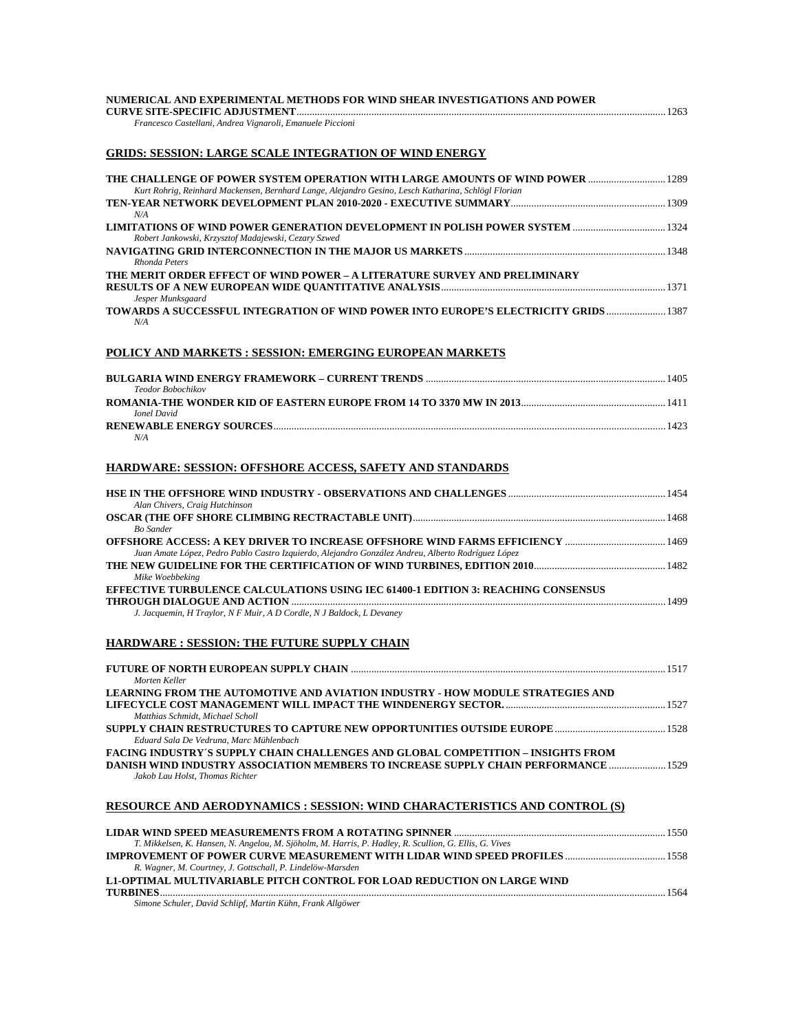**NUMERICAL AND EXPERIMENTAL METHODS FOR WIND SHEAR INVESTIGATIONS AND POWER CURVE SITE-SPECIFIC ADJUSTMENT** ....... 1263
*Francesco Castellani, Andrea Vignaroli, Emanuele Piccioni*

## GRIDS: SESSION: LARGE SCALE INTEGRATION OF WIND ENERGY

**THE CHALLENGE OF POWER SYSTEM OPERATION WITH LARGE AMOUNTS OF WIND POWER** ....... 1289
*Kurt Rohrig, Reinhard Mackensen, Bernhard Lange, Alejandro Gesino, Lesch Katharina, Schlögl Florian*

**TEN-YEAR NETWORK DEVELOPMENT PLAN 2010-2020 - EXECUTIVE SUMMARY** ....... 1309
*N/A*

**LIMITATIONS OF WIND POWER GENERATION DEVELOPMENT IN POLISH POWER SYSTEM** ....... 1324
*Robert Jankowski, Krzysztof Madajewski, Cezary Szwed*

**NAVIGATING GRID INTERCONNECTION IN THE MAJOR US MARKETS** ....... 1348
*Rhonda Peters*

**THE MERIT ORDER EFFECT OF WIND POWER – A LITERATURE SURVEY AND PRELIMINARY RESULTS OF A NEW EUROPEAN WIDE QUANTITATIVE ANALYSIS** ....... 1371
*Jesper Munksgaard*

**TOWARDS A SUCCESSFUL INTEGRATION OF WIND POWER INTO EUROPE'S ELECTRICITY GRIDS** ....... 1387
*N/A*

## POLICY AND MARKETS : SESSION: EMERGING EUROPEAN MARKETS

**BULGARIA WIND ENERGY FRAMEWORK – CURRENT TRENDS** ....... 1405
*Teodor Bobochikov*

**ROMANIA-THE WONDER KID OF EASTERN EUROPE FROM 14 TO 3370 MW IN 2013** ....... 1411
*Ionel David*

**RENEWABLE ENERGY SOURCES** ....... 1423
*N/A*

## HARDWARE: SESSION: OFFSHORE ACCESS, SAFETY AND STANDARDS

**HSE IN THE OFFSHORE WIND INDUSTRY - OBSERVATIONS AND CHALLENGES** ....... 1454
*Alan Chivers, Craig Hutchinson*

**OSCAR (THE OFF SHORE CLIMBING RECTRACTABLE UNIT)** ....... 1468
*Bo Sander*

**OFFSHORE ACCESS: A KEY DRIVER TO INCREASE OFFSHORE WIND FARMS EFFICIENCY** ....... 1469
*Juan Amate López, Pedro Pablo Castro Izquierdo, Alejandro González Andreu, Alberto Rodríguez López*

**THE NEW GUIDELINE FOR THE CERTIFICATION OF WIND TURBINES, EDITION 2010** ....... 1482
*Mike Woebbeking*

**EFFECTIVE TURBULENCE CALCULATIONS USING IEC 61400-1 EDITION 3: REACHING CONSENSUS THROUGH DIALOGUE AND ACTION** ....... 1499
*J. Jacquemin, H Traylor, N F Muir, A D Cordle, N J Baldock, L Devaney*

## HARDWARE : SESSION: THE FUTURE SUPPLY CHAIN

**FUTURE OF NORTH EUROPEAN SUPPLY CHAIN** ....... 1517
*Morten Keller*

**LEARNING FROM THE AUTOMOTIVE AND AVIATION INDUSTRY - HOW MODULE STRATEGIES AND LIFECYCLE COST MANAGEMENT WILL IMPACT THE WINDENERGY SECTOR.** ....... 1527
*Matthias Schmidt, Michael Scholl*

**SUPPLY CHAIN RESTRUCTURES TO CAPTURE NEW OPPORTUNITIES OUTSIDE EUROPE** ....... 1528
*Eduard Sala De Vedruna, Marc Mühlenbach*

**FACING INDUSTRY´S SUPPLY CHAIN CHALLENGES AND GLOBAL COMPETITION – INSIGHTS FROM DANISH WIND INDUSTRY ASSOCIATION MEMBERS TO INCREASE SUPPLY CHAIN PERFORMANCE** ....... 1529
*Jakob Lau Holst, Thomas Richter*

## RESOURCE AND AERODYNAMICS : SESSION: WIND CHARACTERISTICS AND CONTROL (S)

**LIDAR WIND SPEED MEASUREMENTS FROM A ROTATING SPINNER** ....... 1550
*T. Mikkelsen, K. Hansen, N. Angelou, M. Sjöholm, M. Harris, P. Hadley, R. Scullion, G. Ellis, G. Vives*

**IMPROVEMENT OF POWER CURVE MEASUREMENT WITH LIDAR WIND SPEED PROFILES** ....... 1558
*R. Wagner, M. Courtney, J. Gottschall, P. Lindelöw-Marsden*

**L1-OPTIMAL MULTIVARIABLE PITCH CONTROL FOR LOAD REDUCTION ON LARGE WIND TURBINES** ....... 1564
*Simone Schuler, David Schlipf, Martin Kühn, Frank Allgöwer*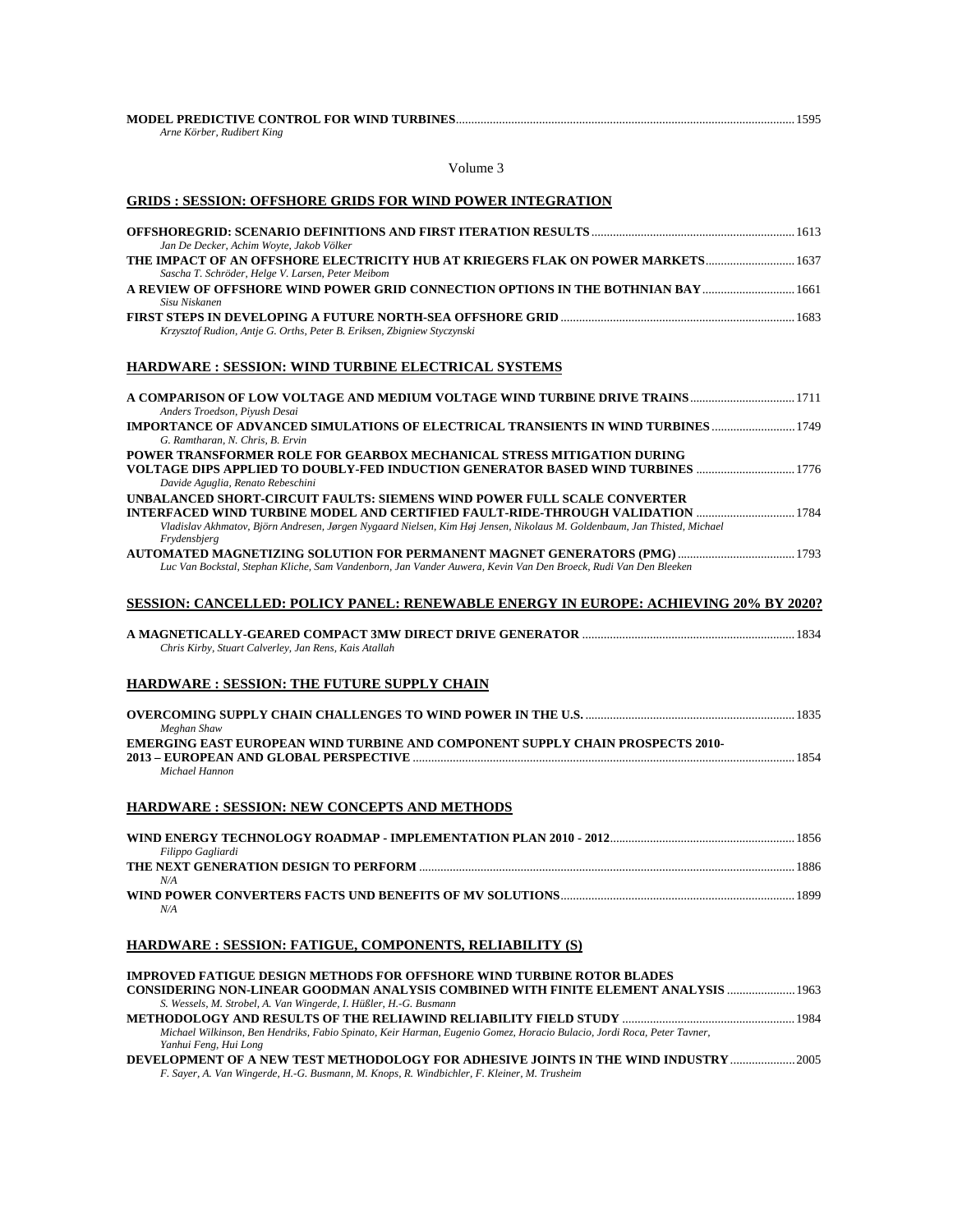**MODEL PREDICTIVE CONTROL FOR WIND TURBINES** ........ 1595
*Arne Körber, Rudibert King*

Volume 3

## GRIDS : SESSION: OFFSHORE GRIDS FOR WIND POWER INTEGRATION

**OFFSHOREGRID: SCENARIO DEFINITIONS AND FIRST ITERATION RESULTS** ........ 1613
*Jan De Decker, Achim Woyte, Jakob Völker*

**THE IMPACT OF AN OFFSHORE ELECTRICITY HUB AT KRIEGERS FLAK ON POWER MARKETS** ........ 1637
*Sascha T. Schröder, Helge V. Larsen, Peter Meibom*

**A REVIEW OF OFFSHORE WIND POWER GRID CONNECTION OPTIONS IN THE BOTHNIAN BAY** ........ 1661
*Sisu Niskanen*

**FIRST STEPS IN DEVELOPING A FUTURE NORTH-SEA OFFSHORE GRID** ........ 1683
*Krzysztof Rudion, Antje G. Orths, Peter B. Eriksen, Zbigniew Styczynski*

## HARDWARE : SESSION: WIND TURBINE ELECTRICAL SYSTEMS

**A COMPARISON OF LOW VOLTAGE AND MEDIUM VOLTAGE WIND TURBINE DRIVE TRAINS** ........ 1711
*Anders Troedson, Piyush Desai*

**IMPORTANCE OF ADVANCED SIMULATIONS OF ELECTRICAL TRANSIENTS IN WIND TURBINES** ........ 1749
*G. Ramtharan, N. Chris, B. Ervin*

**POWER TRANSFORMER ROLE FOR GEARBOX MECHANICAL STRESS MITIGATION DURING VOLTAGE DIPS APPLIED TO DOUBLY-FED INDUCTION GENERATOR BASED WIND TURBINES** ........ 1776
*Davide Aguglia, Renato Rebeschini*

**UNBALANCED SHORT-CIRCUIT FAULTS: SIEMENS WIND POWER FULL SCALE CONVERTER INTERFACED WIND TURBINE MODEL AND CERTIFIED FAULT-RIDE-THROUGH VALIDATION** ........ 1784
*Vladislav Akhmatov, Björn Andresen, Jørgen Nygaard Nielsen, Kim Høj Jensen, Nikolaus M. Goldenbaum, Jan Thisted, Michael Frydensbjerg*

**AUTOMATED MAGNETIZING SOLUTION FOR PERMANENT MAGNET GENERATORS (PMG)** ........ 1793
*Luc Van Bockstal, Stephan Kliche, Sam Vandenborn, Jan Vander Auwera, Kevin Van Den Broeck, Rudi Van Den Bleeken*

## SESSION: CANCELLED: POLICY PANEL: RENEWABLE ENERGY IN EUROPE: ACHIEVING 20% BY 2020?

**A MAGNETICALLY-GEARED COMPACT 3MW DIRECT DRIVE GENERATOR** ........ 1834
*Chris Kirby, Stuart Calverley, Jan Rens, Kais Atallah*

## HARDWARE : SESSION: THE FUTURE SUPPLY CHAIN

**OVERCOMING SUPPLY CHAIN CHALLENGES TO WIND POWER IN THE U.S.** ........ 1835
*Meghan Shaw*

**EMERGING EAST EUROPEAN WIND TURBINE AND COMPONENT SUPPLY CHAIN PROSPECTS 2010-2013 – EUROPEAN AND GLOBAL PERSPECTIVE** ........ 1854
*Michael Hannon*

## HARDWARE : SESSION: NEW CONCEPTS AND METHODS

**WIND ENERGY TECHNOLOGY ROADMAP - IMPLEMENTATION PLAN 2010 - 2012** ........ 1856
*Filippo Gagliardi*

**THE NEXT GENERATION DESIGN TO PERFORM** ........ 1886
*N/A*

**WIND POWER CONVERTERS FACTS UND BENEFITS OF MV SOLUTIONS** ........ 1899
*N/A*

## HARDWARE : SESSION: FATIGUE, COMPONENTS, RELIABILITY (S)

**IMPROVED FATIGUE DESIGN METHODS FOR OFFSHORE WIND TURBINE ROTOR BLADES CONSIDERING NON-LINEAR GOODMAN ANALYSIS COMBINED WITH FINITE ELEMENT ANALYSIS** ........ 1963
*S. Wessels, M. Strobel, A. Van Wingerde, I. Hüßler, H.-G. Busmann*

**METHODOLOGY AND RESULTS OF THE RELIAWIND RELIABILITY FIELD STUDY** ........ 1984
*Michael Wilkinson, Ben Hendriks, Fabio Spinato, Keir Harman, Eugenio Gomez, Horacio Bulacio, Jordi Roca, Peter Tavner, Yanhui Feng, Hui Long*

**DEVELOPMENT OF A NEW TEST METHODOLOGY FOR ADHESIVE JOINTS IN THE WIND INDUSTRY** ........ 2005
*F. Sayer, A. Van Wingerde, H.-G. Busmann, M. Knops, R. Windbichler, F. Kleiner, M. Trusheim*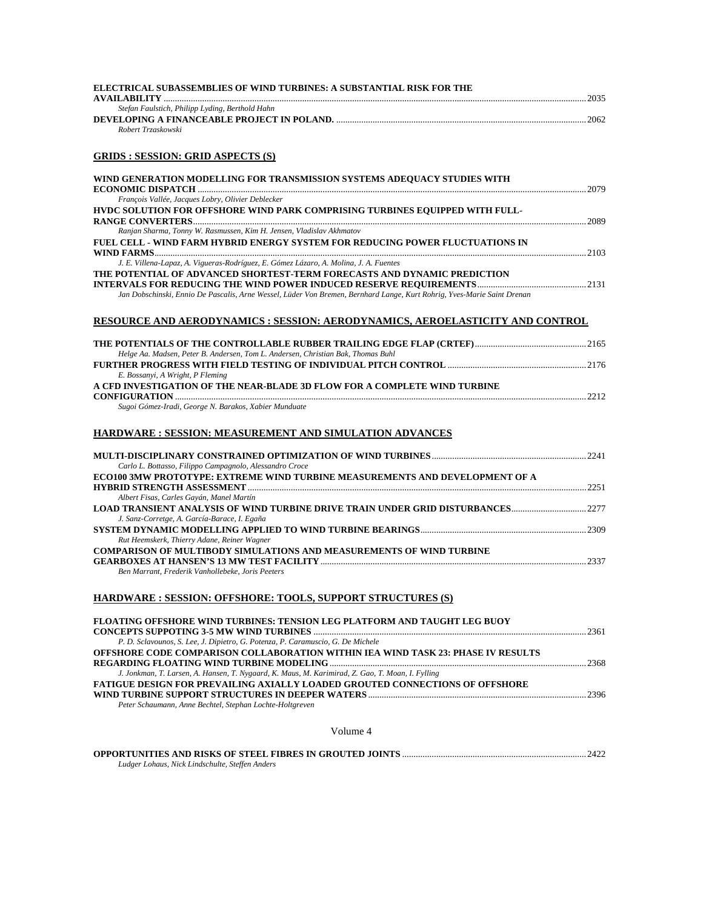**ELECTRICAL SUBASSEMBLIES OF WIND TURBINES: A SUBSTANTIAL RISK FOR THE AVAILABILITY** ........ 2035
*Stefan Faulstich, Philipp Lyding, Berthold Hahn*

**DEVELOPING A FINANCEABLE PROJECT IN POLAND.** ........ 2062
*Robert Trzaskowski*

## GRIDS : SESSION: GRID ASPECTS (S)

**WIND GENERATION MODELLING FOR TRANSMISSION SYSTEMS ADEQUACY STUDIES WITH ECONOMIC DISPATCH** ........ 2079
*François Vallée, Jacques Lobry, Olivier Deblecker*

**HVDC SOLUTION FOR OFFSHORE WIND PARK COMPRISING TURBINES EQUIPPED WITH FULL-RANGE CONVERTERS** ........ 2089
*Ranjan Sharma, Tonny W. Rasmussen, Kim H. Jensen, Vladislav Akhmatov*

**FUEL CELL - WIND FARM HYBRID ENERGY SYSTEM FOR REDUCING POWER FLUCTUATIONS IN WIND FARMS** ........ 2103
*J. E. Villena-Lapaz, A. Vigueras-Rodríguez, E. Gómez Lázaro, A. Molina, J. A. Fuentes*

**THE POTENTIAL OF ADVANCED SHORTEST-TERM FORECASTS AND DYNAMIC PREDICTION INTERVALS FOR REDUCING THE WIND POWER INDUCED RESERVE REQUIREMENTS** ........ 2131
*Jan Dobschinski, Ennio De Pascalis, Arne Wessel, Lüder Von Bremen, Bernhard Lange, Kurt Rohrig, Yves-Marie Saint Drenan*

## RESOURCE AND AERODYNAMICS : SESSION: AERODYNAMICS, AEROELASTICITY AND CONTROL

**THE POTENTIALS OF THE CONTROLLABLE RUBBER TRAILING EDGE FLAP (CRTEF)** ........ 2165
*Helge Aa. Madsen, Peter B. Andersen, Tom L. Andersen, Christian Bak, Thomas Buhl*

**FURTHER PROGRESS WITH FIELD TESTING OF INDIVIDUAL PITCH CONTROL** ........ 2176
*E. Bossanyi, A Wright, P Fleming*

**A CFD INVESTIGATION OF THE NEAR-BLADE 3D FLOW FOR A COMPLETE WIND TURBINE CONFIGURATION** ........ 2212
*Sugoi Gómez-Iradi, George N. Barakos, Xabier Munduate*

## HARDWARE : SESSION: MEASUREMENT AND SIMULATION ADVANCES

**MULTI-DISCIPLINARY CONSTRAINED OPTIMIZATION OF WIND TURBINES** ........ 2241
*Carlo L. Bottasso, Filippo Campagnolo, Alessandro Croce*

**ECO100 3MW PROTOTYPE: EXTREME WIND TURBINE MEASUREMENTS AND DEVELOPMENT OF A HYBRID STRENGTH ASSESSMENT** ........ 2251
*Albert Fisas, Carles Gayán, Manel Martín*

**LOAD TRANSIENT ANALYSIS OF WIND TURBINE DRIVE TRAIN UNDER GRID DISTURBANCES** ........ 2277
*J. Sanz-Corretge, A. García-Barace, I. Egaña*

**SYSTEM DYNAMIC MODELLING APPLIED TO WIND TURBINE BEARINGS** ........ 2309
*Rut Heemskerk, Thierry Adane, Reiner Wagner*

**COMPARISON OF MULTIBODY SIMULATIONS AND MEASUREMENTS OF WIND TURBINE GEARBOXES AT HANSEN'S 13 MW TEST FACILITY** ........ 2337
*Ben Marrant, Frederik Vanhollebeke, Joris Peeters*

## HARDWARE : SESSION: OFFSHORE: TOOLS, SUPPORT STRUCTURES (S)

**FLOATING OFFSHORE WIND TURBINES: TENSION LEG PLATFORM AND TAUGHT LEG BUOY CONCEPTS SUPPOTING 3-5 MW WIND TURBINES** ........ 2361
*P. D. Sclavounos, S. Lee, J. Dipietro, G. Potenza, P. Caramuscio, G. De Michele*

**OFFSHORE CODE COMPARISON COLLABORATION WITHIN IEA WIND TASK 23: PHASE IV RESULTS REGARDING FLOATING WIND TURBINE MODELING** ........ 2368
*J. Jonkman, T. Larsen, A. Hansen, T. Nygaard, K. Maus, M. Karimirad, Z. Gao, T. Moan, I. Fylling*

**FATIGUE DESIGN FOR PREVAILING AXIALLY LOADED GROUTED CONNECTIONS OF OFFSHORE WIND TURBINE SUPPORT STRUCTURES IN DEEPER WATERS** ........ 2396
*Peter Schaumann, Anne Bechtel, Stephan Lochte-Holtgreven*

Volume 4

**OPPORTUNITIES AND RISKS OF STEEL FIBRES IN GROUTED JOINTS** ........ 2422
*Ludger Lohaus, Nick Lindschulte, Steffen Anders*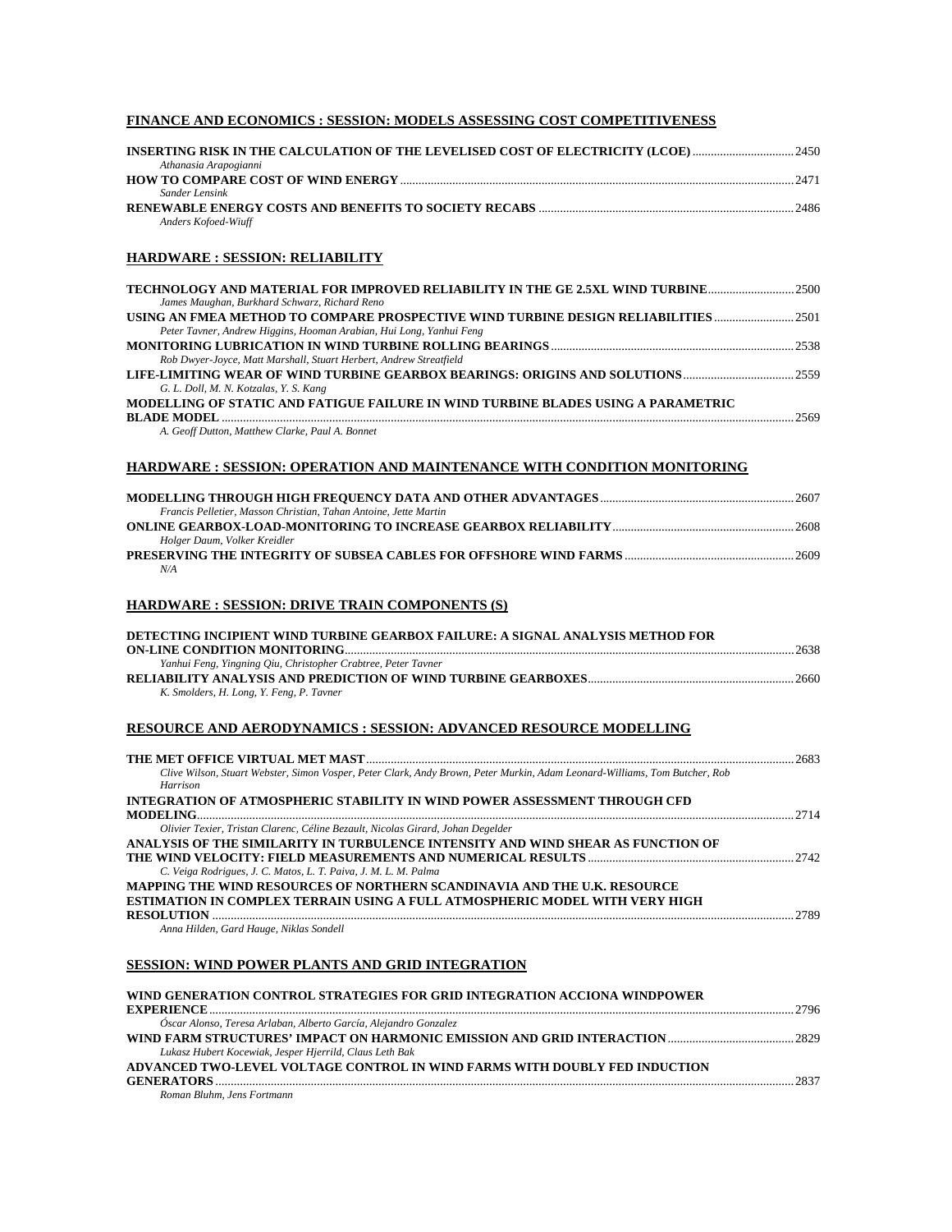## FINANCE AND ECONOMICS : SESSION: MODELS ASSESSING COST COMPETITIVENESS

**INSERTING RISK IN THE CALCULATION OF THE LEVELISED COST OF ELECTRICITY (LCOE)** ................................ 2450
*Athanasia Arapogianni*

**HOW TO COMPARE COST OF WIND ENERGY** ................................ 2471
*Sander Lensink*

**RENEWABLE ENERGY COSTS AND BENEFITS TO SOCIETY RECABS** ................................ 2486
*Anders Kofoed-Wiuff*

## HARDWARE : SESSION: RELIABILITY

**TECHNOLOGY AND MATERIAL FOR IMPROVED RELIABILITY IN THE GE 2.5XL WIND TURBINE** ................................ 2500
*James Maughan, Burkhard Schwarz, Richard Reno*

**USING AN FMEA METHOD TO COMPARE PROSPECTIVE WIND TURBINE DESIGN RELIABILITIES** ................................ 2501
*Peter Tavner, Andrew Higgins, Hooman Arabian, Hui Long, Yanhui Feng*

**MONITORING LUBRICATION IN WIND TURBINE ROLLING BEARINGS** ................................ 2538
*Rob Dwyer-Joyce, Matt Marshall, Stuart Herbert, Andrew Streatfield*

**LIFE-LIMITING WEAR OF WIND TURBINE GEARBOX BEARINGS: ORIGINS AND SOLUTIONS** ................................ 2559
*G. L. Doll, M. N. Kotzalas, Y. S. Kang*

**MODELLING OF STATIC AND FATIGUE FAILURE IN WIND TURBINE BLADES USING A PARAMETRIC BLADE MODEL** ................................ 2569
*A. Geoff Dutton, Matthew Clarke, Paul A. Bonnet*

## HARDWARE : SESSION: OPERATION AND MAINTENANCE WITH CONDITION MONITORING

**MODELLING THROUGH HIGH FREQUENCY DATA AND OTHER ADVANTAGES** ................................ 2607
*Francis Pelletier, Masson Christian, Tahan Antoine, Jette Martin*

**ONLINE GEARBOX-LOAD-MONITORING TO INCREASE GEARBOX RELIABILITY** ................................ 2608
*Holger Daum, Volker Kreidler*

**PRESERVING THE INTEGRITY OF SUBSEA CABLES FOR OFFSHORE WIND FARMS** ................................ 2609
*N/A*

## HARDWARE : SESSION: DRIVE TRAIN COMPONENTS (S)

**DETECTING INCIPIENT WIND TURBINE GEARBOX FAILURE: A SIGNAL ANALYSIS METHOD FOR ON-LINE CONDITION MONITORING** ................................ 2638
*Yanhui Feng, Yingning Qiu, Christopher Crabtree, Peter Tavner*

**RELIABILITY ANALYSIS AND PREDICTION OF WIND TURBINE GEARBOXES** ................................ 2660
*K. Smolders, H. Long, Y. Feng, P. Tavner*

## RESOURCE AND AERODYNAMICS : SESSION: ADVANCED RESOURCE MODELLING

**THE MET OFFICE VIRTUAL MET MAST** ................................ 2683
*Clive Wilson, Stuart Webster, Simon Vosper, Peter Clark, Andy Brown, Peter Murkin, Adam Leonard-Williams, Tom Butcher, Rob Harrison*

**INTEGRATION OF ATMOSPHERIC STABILITY IN WIND POWER ASSESSMENT THROUGH CFD MODELING** ................................ 2714
*Olivier Texier, Tristan Clarenc, Céline Bezault, Nicolas Girard, Johan Degelder*

**ANALYSIS OF THE SIMILARITY IN TURBULENCE INTENSITY AND WIND SHEAR AS FUNCTION OF THE WIND VELOCITY: FIELD MEASUREMENTS AND NUMERICAL RESULTS** ................................ 2742
*C. Veiga Rodrigues, J. C. Matos, L. T. Paiva, J. M. L. M. Palma*

**MAPPING THE WIND RESOURCES OF NORTHERN SCANDINAVIA AND THE U.K. RESOURCE ESTIMATION IN COMPLEX TERRAIN USING A FULL ATMOSPHERIC MODEL WITH VERY HIGH RESOLUTION** ................................ 2789
*Anna Hilden, Gard Hauge, Niklas Sondell*

## SESSION: WIND POWER PLANTS AND GRID INTEGRATION

**WIND GENERATION CONTROL STRATEGIES FOR GRID INTEGRATION ACCIONA WINDPOWER EXPERIENCE** ................................ 2796
*Óscar Alonso, Teresa Arlaban, Alberto García, Alejandro Gonzalez*

**WIND FARM STRUCTURES' IMPACT ON HARMONIC EMISSION AND GRID INTERACTION** ................................ 2829
*Lukasz Hubert Kocewiak, Jesper Hjerrild, Claus Leth Bak*

**ADVANCED TWO-LEVEL VOLTAGE CONTROL IN WIND FARMS WITH DOUBLY FED INDUCTION GENERATORS** ................................ 2837
*Roman Bluhm, Jens Fortmann*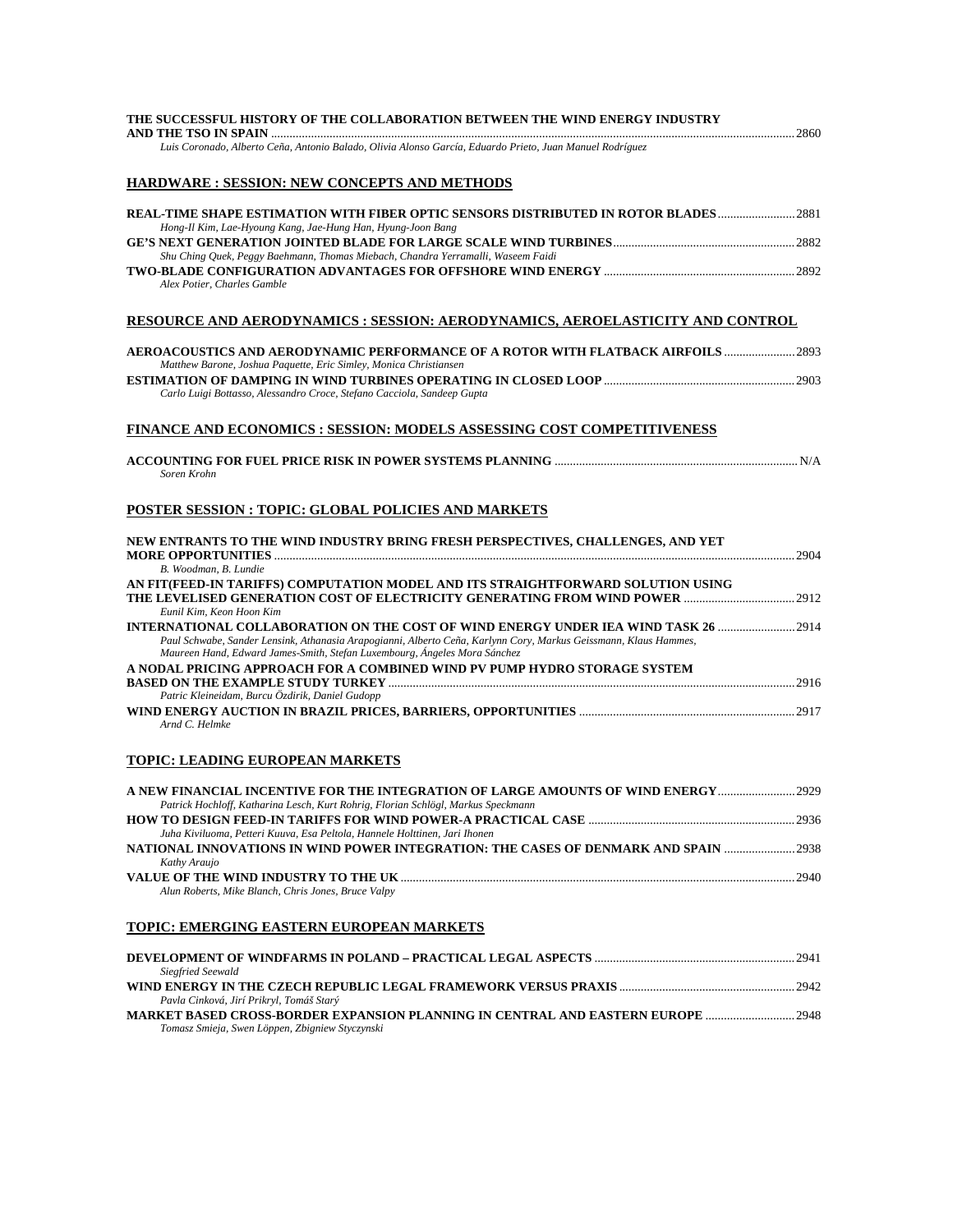**THE SUCCESSFUL HISTORY OF THE COLLABORATION BETWEEN THE WIND ENERGY INDUSTRY AND THE TSO IN SPAIN** ........ 2860
*Luis Coronado, Alberto Ceña, Antonio Balado, Olivia Alonso García, Eduardo Prieto, Juan Manuel Rodríguez*

## HARDWARE : SESSION: NEW CONCEPTS AND METHODS

**REAL-TIME SHAPE ESTIMATION WITH FIBER OPTIC SENSORS DISTRIBUTED IN ROTOR BLADES** ........ 2881
*Hong-Il Kim, Lae-Hyoung Kang, Jae-Hung Han, Hyung-Joon Bang*

**GE'S NEXT GENERATION JOINTED BLADE FOR LARGE SCALE WIND TURBINES** ........ 2882
*Shu Ching Quek, Peggy Baehmann, Thomas Miebach, Chandra Yerramalli, Waseem Faidi*

**TWO-BLADE CONFIGURATION ADVANTAGES FOR OFFSHORE WIND ENERGY** ........ 2892
*Alex Potier, Charles Gamble*

## RESOURCE AND AERODYNAMICS : SESSION: AERODYNAMICS, AEROELASTICITY AND CONTROL

**AEROACOUSTICS AND AERODYNAMIC PERFORMANCE OF A ROTOR WITH FLATBACK AIRFOILS** ........ 2893
*Matthew Barone, Joshua Paquette, Eric Simley, Monica Christiansen*

**ESTIMATION OF DAMPING IN WIND TURBINES OPERATING IN CLOSED LOOP** ........ 2903
*Carlo Luigi Bottasso, Alessandro Croce, Stefano Cacciola, Sandeep Gupta*

## FINANCE AND ECONOMICS : SESSION: MODELS ASSESSING COST COMPETITIVENESS

**ACCOUNTING FOR FUEL PRICE RISK IN POWER SYSTEMS PLANNING** ........ N/A
*Soren Krohn*

## POSTER SESSION : TOPIC: GLOBAL POLICIES AND MARKETS

**NEW ENTRANTS TO THE WIND INDUSTRY BRING FRESH PERSPECTIVES, CHALLENGES, AND YET MORE OPPORTUNITIES** ........ 2904
*B. Woodman, B. Lundie*

**AN FIT(FEED-IN TARIFFS) COMPUTATION MODEL AND ITS STRAIGHTFORWARD SOLUTION USING THE LEVELISED GENERATION COST OF ELECTRICITY GENERATING FROM WIND POWER** ........ 2912
*Eunil Kim, Keon Hoon Kim*

**INTERNATIONAL COLLABORATION ON THE COST OF WIND ENERGY UNDER IEA WIND TASK 26** ........ 2914
*Paul Schwabe, Sander Lensink, Athanasia Arapogianni, Alberto Ceña, Karlynn Cory, Markus Geissmann, Klaus Hammes, Maureen Hand, Edward James-Smith, Stefan Luxembourg, Ángeles Mora Sánchez*

**A NODAL PRICING APPROACH FOR A COMBINED WIND PV PUMP HYDRO STORAGE SYSTEM BASED ON THE EXAMPLE STUDY TURKEY** ........ 2916
*Patric Kleineidam, Burcu Özdirik, Daniel Gudopp*

**WIND ENERGY AUCTION IN BRAZIL PRICES, BARRIERS, OPPORTUNITIES** ........ 2917
*Arnd C. Helmke*

## TOPIC: LEADING EUROPEAN MARKETS

**A NEW FINANCIAL INCENTIVE FOR THE INTEGRATION OF LARGE AMOUNTS OF WIND ENERGY** ........ 2929
*Patrick Hochloff, Katharina Lesch, Kurt Rohrig, Florian Schlögl, Markus Speckmann*

**HOW TO DESIGN FEED-IN TARIFFS FOR WIND POWER-A PRACTICAL CASE** ........ 2936
*Juha Kiviluoma, Petteri Kuuva, Esa Peltola, Hannele Holttinen, Jari Ihonen*

**NATIONAL INNOVATIONS IN WIND POWER INTEGRATION: THE CASES OF DENMARK AND SPAIN** ........ 2938
*Kathy Araujo*

**VALUE OF THE WIND INDUSTRY TO THE UK** ........ 2940
*Alun Roberts, Mike Blanch, Chris Jones, Bruce Valpy*

## TOPIC: EMERGING EASTERN EUROPEAN MARKETS

**DEVELOPMENT OF WINDFARMS IN POLAND – PRACTICAL LEGAL ASPECTS** ........ 2941
*Siegfried Seewald*

**WIND ENERGY IN THE CZECH REPUBLIC LEGAL FRAMEWORK VERSUS PRAXIS** ........ 2942
*Pavla Cinková, Jirí Prikryl, Tomáš Starý*

**MARKET BASED CROSS-BORDER EXPANSION PLANNING IN CENTRAL AND EASTERN EUROPE** ........ 2948
*Tomasz Smieja, Swen Löppen, Zbigniew Styczynski*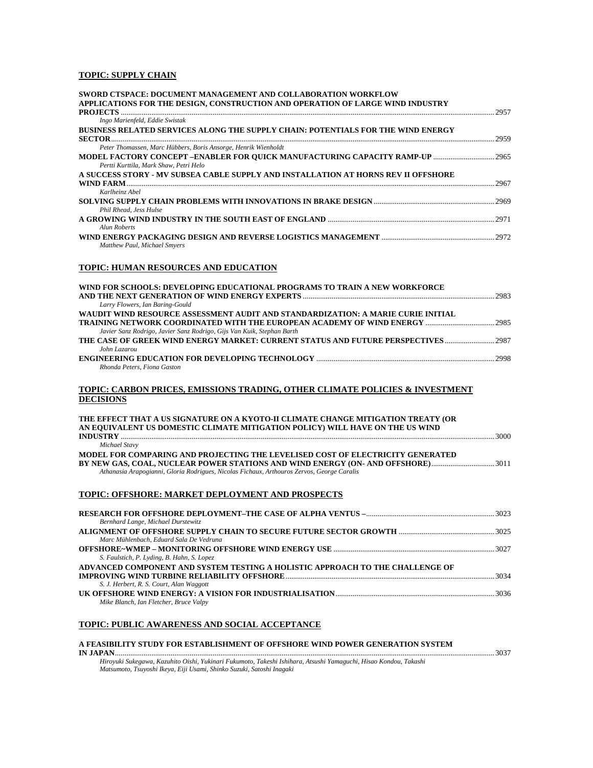## TOPIC: SUPPLY CHAIN

**SWORD CTSPACE: DOCUMENT MANAGEMENT AND COLLABORATION WORKFLOW APPLICATIONS FOR THE DESIGN, CONSTRUCTION AND OPERATION OF LARGE WIND INDUSTRY PROJECTS** ........ 2957
*Ingo Marienfeld, Eddie Swistak*

**BUSINESS RELATED SERVICES ALONG THE SUPPLY CHAIN: POTENTIALS FOR THE WIND ENERGY SECTOR** ........ 2959
*Peter Thomassen, Marc Hübbers, Boris Ansorge, Henrik Wienholdt*

**MODEL FACTORY CONCEPT –ENABLER FOR QUICK MANUFACTURING CAPACITY RAMP-UP** ........ 2965
*Pertti Kurttila, Mark Shaw, Petri Helo*

**A SUCCESS STORY - MV SUBSEA CABLE SUPPLY AND INSTALLATION AT HORNS REV II OFFSHORE WIND FARM** ........ 2967
*Karlheinz Abel*

**SOLVING SUPPLY CHAIN PROBLEMS WITH INNOVATIONS IN BRAKE DESIGN** ........ 2969
*Phil Rhead, Jess Hulse*

**A GROWING WIND INDUSTRY IN THE SOUTH EAST OF ENGLAND** ........ 2971
*Alun Roberts*

**WIND ENERGY PACKAGING DESIGN AND REVERSE LOGISTICS MANAGEMENT** ........ 2972
*Matthew Paul, Michael Smyers*

## TOPIC: HUMAN RESOURCES AND EDUCATION

**WIND FOR SCHOOLS: DEVELOPING EDUCATIONAL PROGRAMS TO TRAIN A NEW WORKFORCE AND THE NEXT GENERATION OF WIND ENERGY EXPERTS** ........ 2983
*Larry Flowers, Ian Baring-Gould*

**WAUDIT WIND RESOURCE ASSESSMENT AUDIT AND STANDARDIZATION: A MARIE CURIE INITIAL TRAINING NETWORK COORDINATED WITH THE EUROPEAN ACADEMY OF WIND ENERGY** ........ 2985
*Javier Sanz Rodrigo, Javier Sanz Rodrigo, Gijs Van Kuik, Stephan Barth*

**THE CASE OF GREEK WIND ENERGY MARKET: CURRENT STATUS AND FUTURE PERSPECTIVES** ........ 2987
*John Lazarou*

**ENGINEERING EDUCATION FOR DEVELOPING TECHNOLOGY** ........ 2998
*Rhonda Peters, Fiona Gaston*

## TOPIC: CARBON PRICES, EMISSIONS TRADING, OTHER CLIMATE POLICIES & INVESTMENT DECISIONS

**THE EFFECT THAT A US SIGNATURE ON A KYOTO-II CLIMATE CHANGE MITIGATION TREATY (OR AN EQUIVALENT US DOMESTIC CLIMATE MITIGATION POLICY) WILL HAVE ON THE US WIND INDUSTRY** ........ 3000
*Michael Stavy*

**MODEL FOR COMPARING AND PROJECTING THE LEVELISED COST OF ELECTRICITY GENERATED BY NEW GAS, COAL, NUCLEAR POWER STATIONS AND WIND ENERGY (ON- AND OFFSHORE)** ........ 3011
*Athanasia Arapogianni, Gloria Rodrigues, Nicolas Fichaux, Arthouros Zervos, George Caralis*

## TOPIC: OFFSHORE: MARKET DEPLOYMENT AND PROSPECTS

**RESEARCH FOR OFFSHORE DEPLOYMENT–THE CASE OF ALPHA VENTUS –** ........ 3023
*Bernhard Lange, Michael Durstewitz*

**ALIGNMENT OF OFFSHORE SUPPLY CHAIN TO SECURE FUTURE SECTOR GROWTH** ........ 3025
*Marc Mühlenbach, Eduard Sala De Vedruna*

**OFFSHORE~WMEP – MONITORING OFFSHORE WIND ENERGY USE** ........ 3027
*S. Faulstich, P. Lyding, B. Hahn, S. Lopez*

**ADVANCED COMPONENT AND SYSTEM TESTING A HOLISTIC APPROACH TO THE CHALLENGE OF IMPROVING WIND TURBINE RELIABILITY OFFSHORE** ........ 3034
*S. J. Herbert, R. S. Court, Alan Waggott*

**UK OFFSHORE WIND ENERGY: A VISION FOR INDUSTRIALISATION** ........ 3036
*Mike Blanch, Ian Fletcher, Bruce Valpy*

## TOPIC: PUBLIC AWARENESS AND SOCIAL ACCEPTANCE

**A FEASIBILITY STUDY FOR ESTABLISHMENT OF OFFSHORE WIND POWER GENERATION SYSTEM IN JAPAN** ........ 3037
*Hiroyuki Sukegawa, Kazuhito Oishi, Yukinari Fukumoto, Takeshi Ishihara, Atsushi Yamaguchi, Hisao Kondou, Takashi Matsumoto, Tsuyoshi Ikeya, Eiji Usami, Shinko Suzuki, Satoshi Inagaki*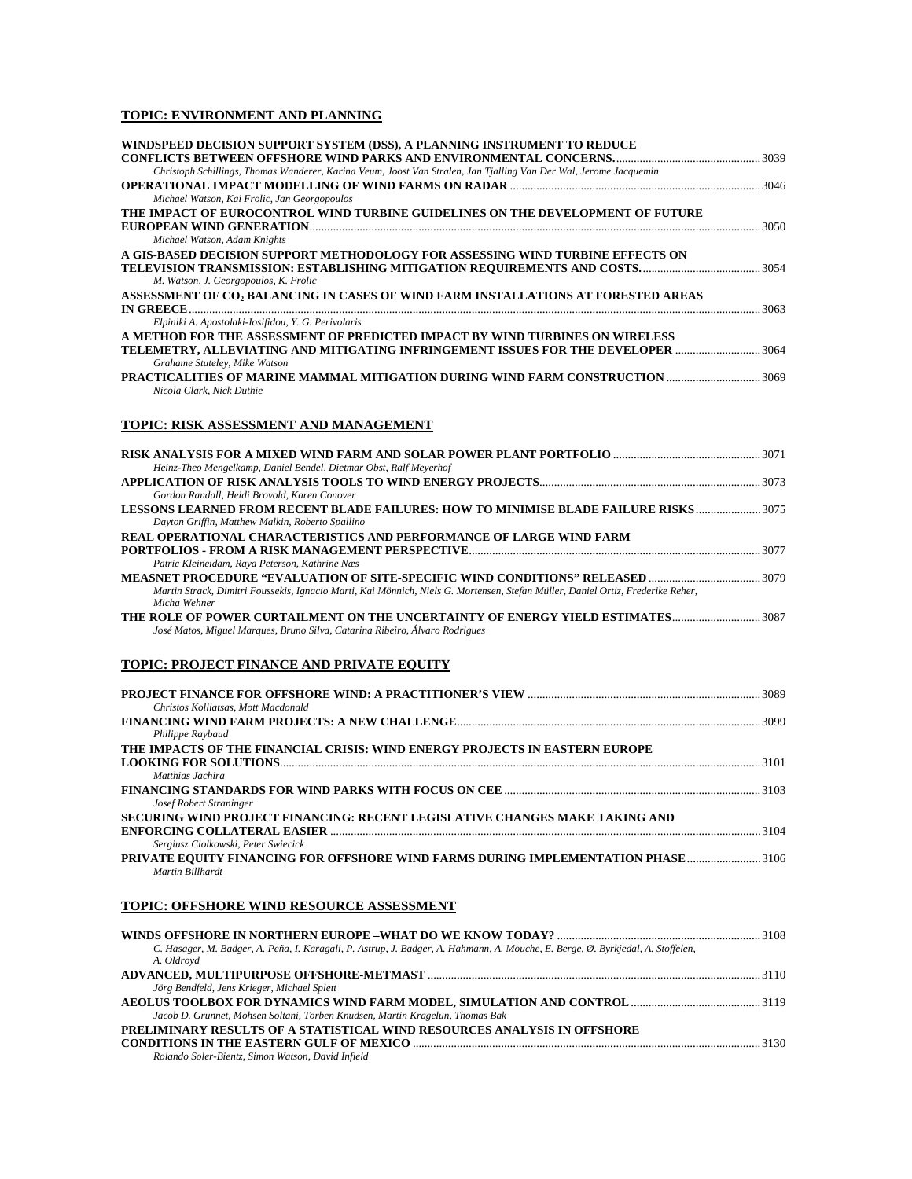## TOPIC: ENVIRONMENT AND PLANNING

**WINDSPEED DECISION SUPPORT SYSTEM (DSS), A PLANNING INSTRUMENT TO REDUCE CONFLICTS BETWEEN OFFSHORE WIND PARKS AND ENVIRONMENTAL CONCERNS.** ........ 3039
*Christoph Schillings, Thomas Wanderer, Karina Veum, Joost Van Stralen, Jan Tjalling Van Der Wal, Jerome Jacquemin*

**OPERATIONAL IMPACT MODELLING OF WIND FARMS ON RADAR** ........ 3046
*Michael Watson, Kai Frolic, Jan Georgopoulos*

**THE IMPACT OF EUROCONTROL WIND TURBINE GUIDELINES ON THE DEVELOPMENT OF FUTURE EUROPEAN WIND GENERATION** ........ 3050
*Michael Watson, Adam Knights*

**A GIS-BASED DECISION SUPPORT METHODOLOGY FOR ASSESSING WIND TURBINE EFFECTS ON TELEVISION TRANSMISSION: ESTABLISHING MITIGATION REQUIREMENTS AND COSTS.** ........ 3054
*M. Watson, J. Georgopoulos, K. Frolic*

**ASSESSMENT OF $CO_2$ BALANCING IN CASES OF WIND FARM INSTALLATIONS AT FORESTED AREAS IN GREECE** ........ 3063
*Elpiniki A. Apostolaki-Iosifidou, Y. G. Perivolaris*

**A METHOD FOR THE ASSESSMENT OF PREDICTED IMPACT BY WIND TURBINES ON WIRELESS TELEMETRY, ALLEVIATING AND MITIGATING INFRINGEMENT ISSUES FOR THE DEVELOPER** ........ 3064
*Grahame Stuteley, Mike Watson*

**PRACTICALITIES OF MARINE MAMMAL MITIGATION DURING WIND FARM CONSTRUCTION** ........ 3069
*Nicola Clark, Nick Duthie*

## TOPIC: RISK ASSESSMENT AND MANAGEMENT

**RISK ANALYSIS FOR A MIXED WIND FARM AND SOLAR POWER PLANT PORTFOLIO** ........ 3071
*Heinz-Theo Mengelkamp, Daniel Bendel, Dietmar Obst, Ralf Meyerhof*

**APPLICATION OF RISK ANALYSIS TOOLS TO WIND ENERGY PROJECTS** ........ 3073
*Gordon Randall, Heidi Brovold, Karen Conover*

**LESSONS LEARNED FROM RECENT BLADE FAILURES: HOW TO MINIMISE BLADE FAILURE RISKS** ........ 3075
*Dayton Griffin, Matthew Malkin, Roberto Spallino*

**REAL OPERATIONAL CHARACTERISTICS AND PERFORMANCE OF LARGE WIND FARM PORTFOLIOS - FROM A RISK MANAGEMENT PERSPECTIVE** ........ 3077
*Patric Kleineidam, Raya Peterson, Kathrine Næs*

**MEASNET PROCEDURE "EVALUATION OF SITE-SPECIFIC WIND CONDITIONS" RELEASED** ........ 3079
*Martin Strack, Dimitri Foussekis, Ignacio Marti, Kai Mönnich, Niels G. Mortensen, Stefan Müller, Daniel Ortiz, Frederike Reher, Micha Wehner*

**THE ROLE OF POWER CURTAILMENT ON THE UNCERTAINTY OF ENERGY YIELD ESTIMATES** ........ 3087
*José Matos, Miguel Marques, Bruno Silva, Catarina Ribeiro, Álvaro Rodrigues*

## TOPIC: PROJECT FINANCE AND PRIVATE EQUITY

**PROJECT FINANCE FOR OFFSHORE WIND: A PRACTITIONER'S VIEW** ........ 3089
*Christos Kolliatsas, Mott Macdonald*

**FINANCING WIND FARM PROJECTS: A NEW CHALLENGE** ........ 3099
*Philippe Raybaud*

**THE IMPACTS OF THE FINANCIAL CRISIS: WIND ENERGY PROJECTS IN EASTERN EUROPE LOOKING FOR SOLUTIONS** ........ 3101
*Matthias Jachira*

**FINANCING STANDARDS FOR WIND PARKS WITH FOCUS ON CEE** ........ 3103
*Josef Robert Straninger*

**SECURING WIND PROJECT FINANCING: RECENT LEGISLATIVE CHANGES MAKE TAKING AND ENFORCING COLLATERAL EASIER** ........ 3104
*Sergiusz Ciolkowski, Peter Swiecick*

**PRIVATE EQUITY FINANCING FOR OFFSHORE WIND FARMS DURING IMPLEMENTATION PHASE** ........ 3106
*Martin Billhardt*

## TOPIC: OFFSHORE WIND RESOURCE ASSESSMENT

**WINDS OFFSHORE IN NORTHERN EUROPE –WHAT DO WE KNOW TODAY?** ........ 3108
*C. Hasager, M. Badger, A. Peña, I. Karagali, P. Astrup, J. Badger, A. Hahmann, A. Mouche, E. Berge, Ø. Byrkjedal, A. Stoffelen, A. Oldroyd*

**ADVANCED, MULTIPURPOSE OFFSHORE-METMAST** ........ 3110
*Jörg Bendfeld, Jens Krieger, Michael Splett*

**AEOLUS TOOLBOX FOR DYNAMICS WIND FARM MODEL, SIMULATION AND CONTROL** ........ 3119
*Jacob D. Grunnet, Mohsen Soltani, Torben Knudsen, Martin Kragelun, Thomas Bak*

**PRELIMINARY RESULTS OF A STATISTICAL WIND RESOURCES ANALYSIS IN OFFSHORE CONDITIONS IN THE EASTERN GULF OF MEXICO** ........ 3130
*Rolando Soler-Bientz, Simon Watson, David Infield*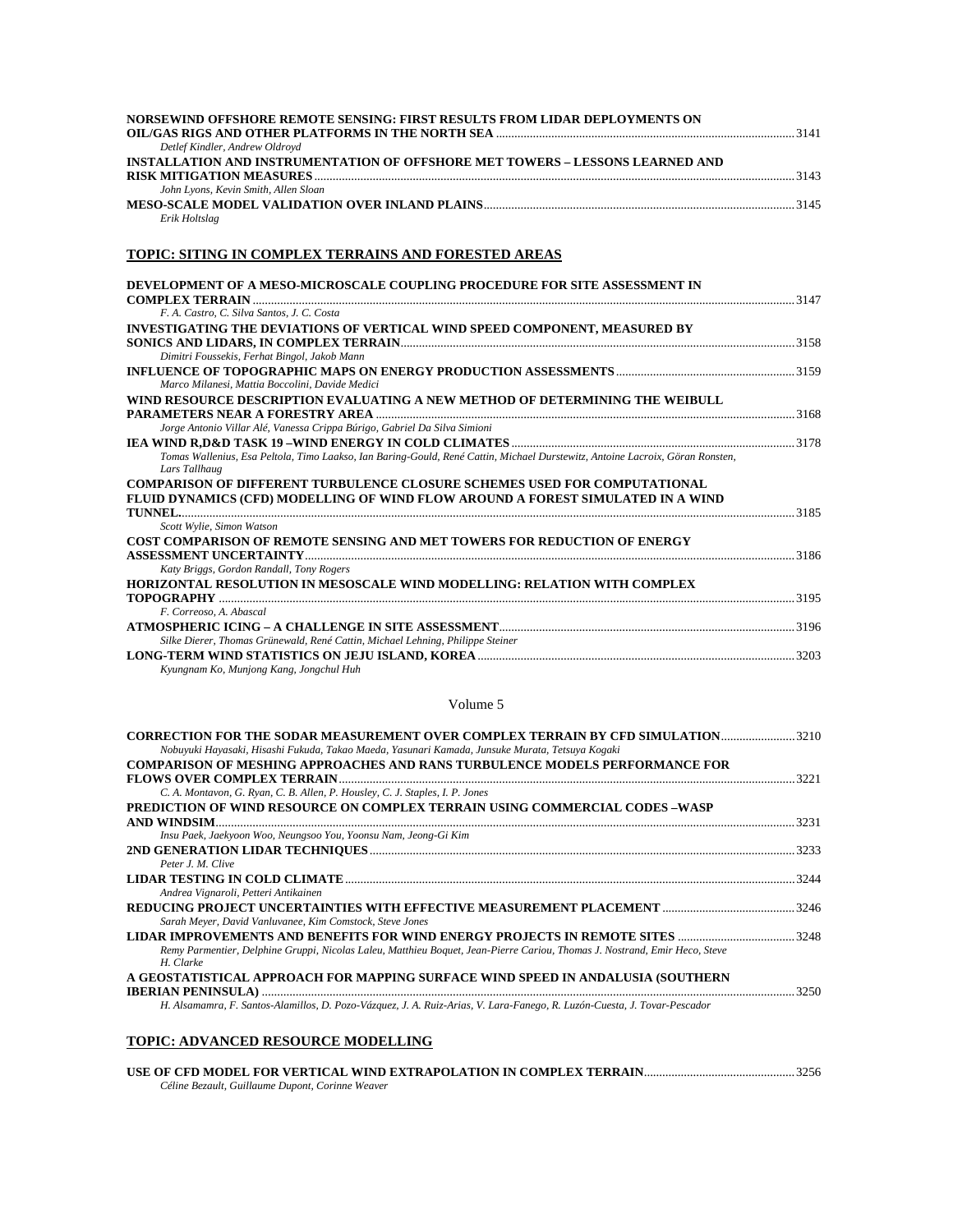**NORSEWIND OFFSHORE REMOTE SENSING: FIRST RESULTS FROM LIDAR DEPLOYMENTS ON OIL/GAS RIGS AND OTHER PLATFORMS IN THE NORTH SEA** .......... 3141
*Detlef Kindler, Andrew Oldroyd*

**INSTALLATION AND INSTRUMENTATION OF OFFSHORE MET TOWERS – LESSONS LEARNED AND RISK MITIGATION MEASURES** .......... 3143
*John Lyons, Kevin Smith, Allen Sloan*

**MESO-SCALE MODEL VALIDATION OVER INLAND PLAINS** .......... 3145
*Erik Holtslag*

## TOPIC: SITING IN COMPLEX TERRAINS AND FORESTED AREAS

**DEVELOPMENT OF A MESO-MICROSCALE COUPLING PROCEDURE FOR SITE ASSESSMENT IN COMPLEX TERRAIN** .......... 3147
*F. A. Castro, C. Silva Santos, J. C. Costa*

**INVESTIGATING THE DEVIATIONS OF VERTICAL WIND SPEED COMPONENT, MEASURED BY SONICS AND LIDARS, IN COMPLEX TERRAIN** .......... 3158
*Dimitri Foussekis, Ferhat Bingol, Jakob Mann*

**INFLUENCE OF TOPOGRAPHIC MAPS ON ENERGY PRODUCTION ASSESSMENTS** .......... 3159
*Marco Milanesi, Mattia Boccolini, Davide Medici*

**WIND RESOURCE DESCRIPTION EVALUATING A NEW METHOD OF DETERMINING THE WEIBULL PARAMETERS NEAR A FORESTRY AREA** .......... 3168
*Jorge Antonio Villar Alé, Vanessa Crippa Búrigo, Gabriel Da Silva Simioni*

**IEA WIND R,D&D TASK 19 –WIND ENERGY IN COLD CLIMATES** .......... 3178
*Tomas Wallenius, Esa Peltola, Timo Laakso, Ian Baring-Gould, René Cattin, Michael Durstewitz, Antoine Lacroix, Göran Ronsten, Lars Tallhaug*

**COMPARISON OF DIFFERENT TURBULENCE CLOSURE SCHEMES USED FOR COMPUTATIONAL FLUID DYNAMICS (CFD) MODELLING OF WIND FLOW AROUND A FOREST SIMULATED IN A WIND TUNNEL** .......... 3185
*Scott Wylie, Simon Watson*

**COST COMPARISON OF REMOTE SENSING AND MET TOWERS FOR REDUCTION OF ENERGY ASSESSMENT UNCERTAINTY** .......... 3186
*Katy Briggs, Gordon Randall, Tony Rogers*

**HORIZONTAL RESOLUTION IN MESOSCALE WIND MODELLING: RELATION WITH COMPLEX TOPOGRAPHY** .......... 3195
*F. Correoso, A. Abascal*

**ATMOSPHERIC ICING – A CHALLENGE IN SITE ASSESSMENT** .......... 3196
*Silke Dierer, Thomas Grünewald, René Cattin, Michael Lehning, Philippe Steiner*

**LONG-TERM WIND STATISTICS ON JEJU ISLAND, KOREA** .......... 3203
*Kyungnam Ko, Munjong Kang, Jongchul Huh*

Volume 5

**CORRECTION FOR THE SODAR MEASUREMENT OVER COMPLEX TERRAIN BY CFD SIMULATION** .......... 3210
*Nobuyuki Hayasaki, Hisashi Fukuda, Takao Maeda, Yasunari Kamada, Junsuke Murata, Tetsuya Kogaki*

**COMPARISON OF MESHING APPROACHES AND RANS TURBULENCE MODELS PERFORMANCE FOR FLOWS OVER COMPLEX TERRAIN** .......... 3221
*C. A. Montavon, G. Ryan, C. B. Allen, P. Housley, C. J. Staples, I. P. Jones*

**PREDICTION OF WIND RESOURCE ON COMPLEX TERRAIN USING COMMERCIAL CODES –WASP AND WINDSIM** .......... 3231
*Insu Paek, Jaekyoon Woo, Neungsoo You, Yoonsu Nam, Jeong-Gi Kim*

**2ND GENERATION LIDAR TECHNIQUES** .......... 3233
*Peter J. M. Clive*

**LIDAR TESTING IN COLD CLIMATE** .......... 3244
*Andrea Vignaroli, Petteri Antikainen*

**REDUCING PROJECT UNCERTAINTIES WITH EFFECTIVE MEASUREMENT PLACEMENT** .......... 3246
*Sarah Meyer, David Vanluvanee, Kim Comstock, Steve Jones*

**LIDAR IMPROVEMENTS AND BENEFITS FOR WIND ENERGY PROJECTS IN REMOTE SITES** .......... 3248
*Remy Parmentier, Delphine Gruppi, Nicolas Laleu, Matthieu Boquet, Jean-Pierre Cariou, Thomas J. Nostrand, Emir Heco, Steve H. Clarke*

**A GEOSTATISTICAL APPROACH FOR MAPPING SURFACE WIND SPEED IN ANDALUSIA (SOUTHERN IBERIAN PENINSULA)** .......... 3250
*H. Alsamamra, F. Santos-Alamillos, D. Pozo-Vázquez, J. A. Ruiz-Arias, V. Lara-Fanego, R. Luzón-Cuesta, J. Tovar-Pescador*

## TOPIC: ADVANCED RESOURCE MODELLING

**USE OF CFD MODEL FOR VERTICAL WIND EXTRAPOLATION IN COMPLEX TERRAIN** .......... 3256
*Céline Bezault, Guillaume Dupont, Corinne Weaver*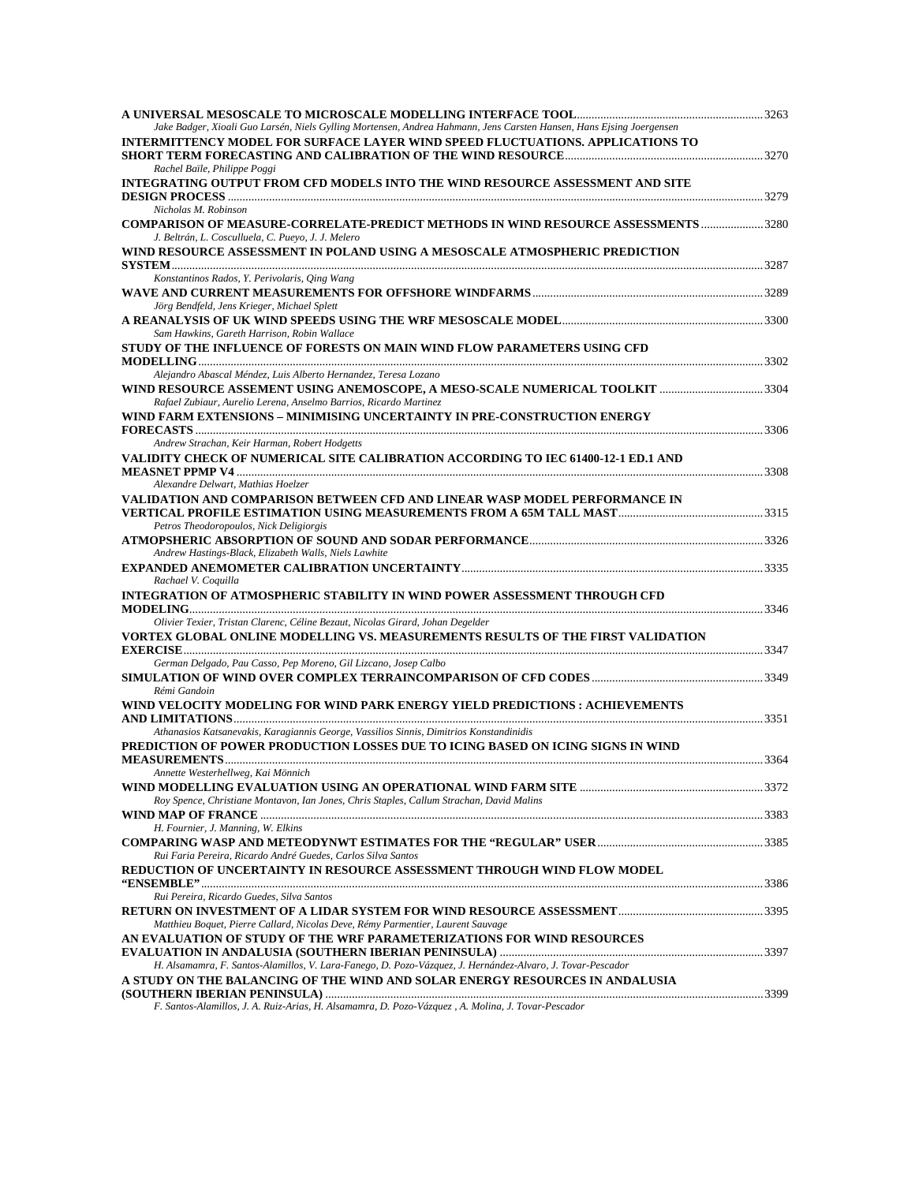**A UNIVERSAL MESOSCALE TO MICROSCALE MODELLING INTERFACE TOOL** ........ 3263
*Jake Badger, Xioali Guo Larsén, Niels Gylling Mortensen, Andrea Hahmann, Jens Carsten Hansen, Hans Ejsing Joergensen*

**INTERMITTENCY MODEL FOR SURFACE LAYER WIND SPEED FLUCTUATIONS. APPLICATIONS TO SHORT TERM FORECASTING AND CALIBRATION OF THE WIND RESOURCE** ........ 3270
*Rachel Baïle, Philippe Poggi*

**INTEGRATING OUTPUT FROM CFD MODELS INTO THE WIND RESOURCE ASSESSMENT AND SITE DESIGN PROCESS** ........ 3279
*Nicholas M. Robinson*

**COMPARISON OF MEASURE-CORRELATE-PREDICT METHODS IN WIND RESOURCE ASSESSMENTS** ........ 3280
*J. Beltrán, L. Cosculluela, C. Pueyo, J. J. Melero*

**WIND RESOURCE ASSESSMENT IN POLAND USING A MESOSCALE ATMOSPHERIC PREDICTION SYSTEM** ........ 3287
*Konstantinos Rados, Y. Perivolaris, Qing Wang*

**WAVE AND CURRENT MEASUREMENTS FOR OFFSHORE WINDFARMS** ........ 3289
*Jörg Bendfeld, Jens Krieger, Michael Splett*

**A REANALYSIS OF UK WIND SPEEDS USING THE WRF MESOSCALE MODEL** ........ 3300
*Sam Hawkins, Gareth Harrison, Robin Wallace*

**STUDY OF THE INFLUENCE OF FORESTS ON MAIN WIND FLOW PARAMETERS USING CFD MODELLING** ........ 3302
*Alejandro Abascal Méndez, Luis Alberto Hernandez, Teresa Lozano*

**WIND RESOURCE ASSEMENT USING ANEMOSCOPE, A MESO-SCALE NUMERICAL TOOLKIT** ........ 3304
*Rafael Zubiaur, Aurelio Lerena, Anselmo Barrios, Ricardo Martinez*

**WIND FARM EXTENSIONS – MINIMISING UNCERTAINTY IN PRE-CONSTRUCTION ENERGY FORECASTS** ........ 3306
*Andrew Strachan, Keir Harman, Robert Hodgetts*

**VALIDITY CHECK OF NUMERICAL SITE CALIBRATION ACCORDING TO IEC 61400-12-1 ED.1 AND MEASNET PPMP V4** ........ 3308
*Alexandre Delwart, Mathias Hoelzer*

**VALIDATION AND COMPARISON BETWEEN CFD AND LINEAR WASP MODEL PERFORMANCE IN VERTICAL PROFILE ESTIMATION USING MEASUREMENTS FROM A 65M TALL MAST** ........ 3315
*Petros Theodoropoulos, Nick Deligiorgis*

**ATMOPSHERIC ABSORPTION OF SOUND AND SODAR PERFORMANCE** ........ 3326
*Andrew Hastings-Black, Elizabeth Walls, Niels Lawhite*

**EXPANDED ANEMOMETER CALIBRATION UNCERTAINTY** ........ 3335
*Rachael V. Coquilla*

**INTEGRATION OF ATMOSPHERIC STABILITY IN WIND POWER ASSESSMENT THROUGH CFD MODELING** ........ 3346
*Olivier Texier, Tristan Clarenc, Céline Bezaut, Nicolas Girard, Johan Degelder*

**VORTEX GLOBAL ONLINE MODELLING VS. MEASUREMENTS RESULTS OF THE FIRST VALIDATION EXERCISE** ........ 3347
*German Delgado, Pau Casso, Pep Moreno, Gil Lizcano, Josep Calbo*

**SIMULATION OF WIND OVER COMPLEX TERRAINCOMPARISON OF CFD CODES** ........ 3349
*Rémi Gandoin*

**WIND VELOCITY MODELING FOR WIND PARK ENERGY YIELD PREDICTIONS : ACHIEVEMENTS AND LIMITATIONS** ........ 3351
*Athanasios Katsanevakis, Karagiannis George, Vassilios Sinnis, Dimitrios Konstandinidis*

**PREDICTION OF POWER PRODUCTION LOSSES DUE TO ICING BASED ON ICING SIGNS IN WIND MEASUREMENTS** ........ 3364
*Annette Westerhellweg, Kai Mönnich*

**WIND MODELLING EVALUATION USING AN OPERATIONAL WIND FARM SITE** ........ 3372
*Roy Spence, Christiane Montavon, Ian Jones, Chris Staples, Callum Strachan, David Malins*

**WIND MAP OF FRANCE** ........ 3383
*H. Fournier, J. Manning, W. Elkins*

**COMPARING WASP AND METEODYNWT ESTIMATES FOR THE "REGULAR" USER** ........ 3385
*Rui Faria Pereira, Ricardo André Guedes, Carlos Silva Santos*

**REDUCTION OF UNCERTAINTY IN RESOURCE ASSESSMENT THROUGH WIND FLOW MODEL "ENSEMBLE"** ........ 3386
*Rui Pereira, Ricardo Guedes, Silva Santos*

**RETURN ON INVESTMENT OF A LIDAR SYSTEM FOR WIND RESOURCE ASSESSMENT** ........ 3395
*Matthieu Boquet, Pierre Callard, Nicolas Deve, Rémy Parmentier, Laurent Sauvage*

**AN EVALUATION OF STUDY OF THE WRF PARAMETERIZATIONS FOR WIND RESOURCES EVALUATION IN ANDALUSIA (SOUTHERN IBERIAN PENINSULA)** ........ 3397
*H. Alsamamra, F. Santos-Alamillos, V. Lara-Fanego, D. Pozo-Vázquez, J. Hernández-Alvaro, J. Tovar-Pescador*

**A STUDY ON THE BALANCING OF THE WIND AND SOLAR ENERGY RESOURCES IN ANDALUSIA (SOUTHERN IBERIAN PENINSULA)** ........ 3399
*F. Santos-Alamillos, J. A. Ruiz-Arias, H. Alsamamra, D. Pozo-Vázquez , A. Molina, J. Tovar-Pescador*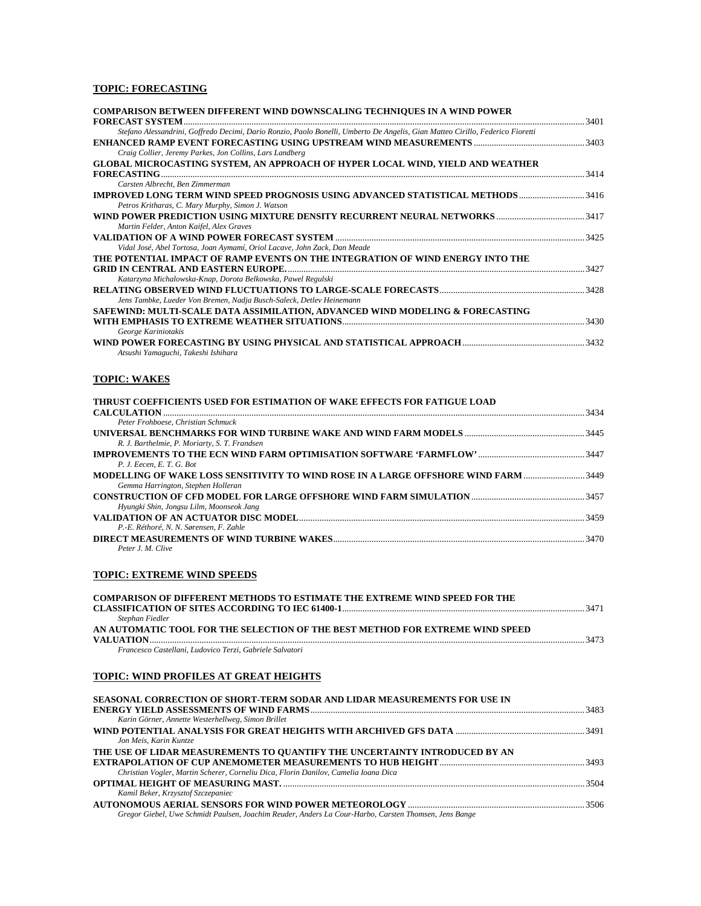## TOPIC: FORECASTING

**COMPARISON BETWEEN DIFFERENT WIND DOWNSCALING TECHNIQUES IN A WIND POWER FORECAST SYSTEM** ........ 3401
*Stefano Alessandrini, Goffredo Decimi, Dario Ronzio, Paolo Bonelli, Umberto De Angelis, Gian Matteo Cirillo, Federico Fioretti*

**ENHANCED RAMP EVENT FORECASTING USING UPSTREAM WIND MEASUREMENTS** ........ 3403
*Craig Collier, Jeremy Parkes, Jon Collins, Lars Landberg*

**GLOBAL MICROCASTING SYSTEM, AN APPROACH OF HYPER LOCAL WIND, YIELD AND WEATHER FORECASTING** ........ 3414
*Carsten Albrecht, Ben Zimmerman*

**IMPROVED LONG TERM WIND SPEED PROGNOSIS USING ADVANCED STATISTICAL METHODS** ........ 3416
*Petros Kritharas, C. Mary Murphy, Simon J. Watson*

**WIND POWER PREDICTION USING MIXTURE DENSITY RECURRENT NEURAL NETWORKS** ........ 3417
*Martin Felder, Anton Kaifel, Alex Graves*

**VALIDATION OF A WIND POWER FORECAST SYSTEM** ........ 3425
*Vidal José, Abel Tortosa, Joan Aymamí, Oriol Lacave, John Zack, Dan Meade*

**THE POTENTIAL IMPACT OF RAMP EVENTS ON THE INTEGRATION OF WIND ENERGY INTO THE GRID IN CENTRAL AND EASTERN EUROPE.** ........ 3427
*Katarzyna Michalowska-Knap, Dorota Belkowska, Pawel Regulski*

**RELATING OBSERVED WIND FLUCTUATIONS TO LARGE-SCALE FORECASTS** ........ 3428
*Jens Tambke, Lueder Von Bremen, Nadja Busch-Saleck, Detlev Heinemann*

**SAFEWIND: MULTI-SCALE DATA ASSIMILATION, ADVANCED WIND MODELING & FORECASTING WITH EMPHASIS TO EXTREME WEATHER SITUATIONS** ........ 3430
*George Kariniotakis*

**WIND POWER FORECASTING BY USING PHYSICAL AND STATISTICAL APPROACH** ........ 3432
*Atsushi Yamaguchi, Takeshi Ishihara*

## TOPIC: WAKES

**THRUST COEFFICIENTS USED FOR ESTIMATION OF WAKE EFFECTS FOR FATIGUE LOAD CALCULATION** ........ 3434
*Peter Frohboese, Christian Schmuck*

**UNIVERSAL BENCHMARKS FOR WIND TURBINE WAKE AND WIND FARM MODELS** ........ 3445
*R. J. Barthelmie, P. Moriarty, S. T. Frandsen*

**IMPROVEMENTS TO THE ECN WIND FARM OPTIMISATION SOFTWARE 'FARMFLOW'** ........ 3447
*P. J. Eecen, E. T. G. Bot*

**MODELLING OF WAKE LOSS SENSITIVITY TO WIND ROSE IN A LARGE OFFSHORE WIND FARM** ........ 3449
*Gemma Harrington, Stephen Holleran*

**CONSTRUCTION OF CFD MODEL FOR LARGE OFFSHORE WIND FARM SIMULATION** ........ 3457
*Hyungki Shin, Jongsu Lilm, Moonseok Jang*

**VALIDATION OF AN ACTUATOR DISC MODEL** ........ 3459
*P.-E. Réthoré, N. N. Sørensen, F. Zahle*

**DIRECT MEASUREMENTS OF WIND TURBINE WAKES** ........ 3470
*Peter J. M. Clive*

## TOPIC: EXTREME WIND SPEEDS

**COMPARISON OF DIFFERENT METHODS TO ESTIMATE THE EXTREME WIND SPEED FOR THE CLASSIFICATION OF SITES ACCORDING TO IEC 61400-1** ........ 3471
*Stephan Fiedler*

**AN AUTOMATIC TOOL FOR THE SELECTION OF THE BEST METHOD FOR EXTREME WIND SPEED VALUATION** ........ 3473
*Francesco Castellani, Ludovico Terzi, Gabriele Salvatori*

## TOPIC: WIND PROFILES AT GREAT HEIGHTS

**SEASONAL CORRECTION OF SHORT-TERM SODAR AND LIDAR MEASUREMENTS FOR USE IN ENERGY YIELD ASSESSMENTS OF WIND FARMS** ........ 3483
*Karin Görner, Annette Westerhellweg, Simon Brillet*

**WIND POTENTIAL ANALYSIS FOR GREAT HEIGHTS WITH ARCHIVED GFS DATA** ........ 3491
*Jon Meis, Karin Kuntze*

**THE USE OF LIDAR MEASUREMENTS TO QUANTIFY THE UNCERTAINTY INTRODUCED BY AN EXTRAPOLATION OF CUP ANEMOMETER MEASUREMENTS TO HUB HEIGHT** ........ 3493
*Christian Vogler, Martin Scherer, Corneliu Dica, Florin Danilov, Camelia Ioana Dica*

**OPTIMAL HEIGHT OF MEASURING MAST.** ........ 3504
*Kamil Beker, Krzysztof Szczepaniec*

**AUTONOMOUS AERIAL SENSORS FOR WIND POWER METEOROLOGY** ........ 3506
*Gregor Giebel, Uwe Schmidt Paulsen, Joachim Reuder, Anders La Cour-Harbo, Carsten Thomsen, Jens Bange*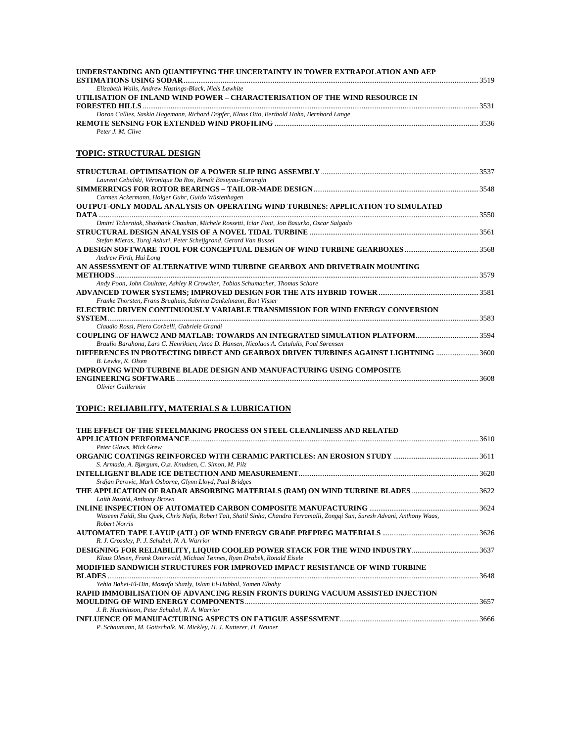**UNDERSTANDING AND QUANTIFYING THE UNCERTAINTY IN TOWER EXTRAPOLATION AND AEP ESTIMATIONS USING SODAR** ..... 3519
*Elizabeth Walls, Andrew Hastings-Black, Niels Lawhite*

**UTILISATION OF INLAND WIND POWER – CHARACTERISATION OF THE WIND RESOURCE IN FORESTED HILLS** ..... 3531
*Doron Callies, Saskia Hagemann, Richard Döpfer, Klaus Otto, Berthold Hahn, Bernhard Lange*

**REMOTE SENSING FOR EXTENDED WIND PROFILING** ..... 3536
*Peter J. M. Clive*

## TOPIC: STRUCTURAL DESIGN

**STRUCTURAL OPTIMISATION OF A POWER SLIP RING ASSEMBLY** ..... 3537
*Laurent Cebulski, Véronique Da Ros, Benoît Basuyau-Estrangin*

**SIMMERRINGS FOR ROTOR BEARINGS – TAILOR-MADE DESIGN** ..... 3548
*Carmen Ackermann, Holger Guhr, Guido Wüstenhagen*

**OUTPUT-ONLY MODAL ANALYSIS ON OPERATING WIND TURBINES: APPLICATION TO SIMULATED DATA** ..... 3550
*Dmitri Tcherniak, Shashank Chauhan, Michele Rossetti, Iciar Font, Jon Basurko, Oscar Salgado*

**STRUCTURAL DESIGN ANALYSIS OF A NOVEL TIDAL TURBINE** ..... 3561
*Stefan Mieras, Turaj Ashuri, Peter Scheijgrond, Gerard Van Bussel*

**A DESIGN SOFTWARE TOOL FOR CONCEPTUAL DESIGN OF WIND TURBINE GEARBOXES** ..... 3568
*Andrew Firth, Hui Long*

**AN ASSESSMENT OF ALTERNATIVE WIND TURBINE GEARBOX AND DRIVETRAIN MOUNTING METHODS** ..... 3579
*Andy Poon, John Coultate, Ashley R Crowther, Tobias Schumacher, Thomas Schare*

**ADVANCED TOWER SYSTEMS; IMPROVED DESIGN FOR THE ATS HYBRID TOWER** ..... 3581
*Franke Thorsten, Frans Brughuis, Sabrina Dankelmann, Bart Visser*

**ELECTRIC DRIVEN CONTINUOUSLY VARIABLE TRANSMISSION FOR WIND ENERGY CONVERSION SYSTEM** ..... 3583
*Claudio Rossi, Piero Corbelli, Gabriele Grandi*

**COUPLING OF HAWC2 AND MATLAB: TOWARDS AN INTEGRATED SIMULATION PLATFORM** ..... 3594
*Braulio Barahona, Lars C. Henriksen, Anca D. Hansen, Nicolaos A. Cutululis, Poul Sørensen*

**DIFFERENCES IN PROTECTING DIRECT AND GEARBOX DRIVEN TURBINES AGAINST LIGHTNING** ..... 3600
*B. Lewke, K. Olsen*

**IMPROVING WIND TURBINE BLADE DESIGN AND MANUFACTURING USING COMPOSITE ENGINEERING SOFTWARE** ..... 3608
*Olivier Guillermin*

## TOPIC: RELIABILITY, MATERIALS & LUBRICATION

**THE EFFECT OF THE STEELMAKING PROCESS ON STEEL CLEANLINESS AND RELATED APPLICATION PERFORMANCE** ..... 3610
*Peter Glaws, Mick Grew*

**ORGANIC COATINGS REINFORCED WITH CERAMIC PARTICLES: AN EROSION STUDY** ..... 3611
*S. Armada, A. Bjørgum, O.ø. Knudsen, C. Simon, M. Pilz*

**INTELLIGENT BLADE ICE DETECTION AND MEASUREMENT** ..... 3620
*Srdjan Perovic, Mark Osborne, Glynn Lloyd, Paul Bridges*

**THE APPLICATION OF RADAR ABSORBING MATERIALS (RAM) ON WIND TURBINE BLADES** ..... 3622
*Laith Rashid, Anthony Brown*

**INLINE INSPECTION OF AUTOMATED CARBON COMPOSITE MANUFACTURING** ..... 3624
*Waseem Faidi, Shu Quek, Chris Nafis, Robert Tait, Shatil Sinha, Chandra Yerramalli, Zongqi Sun, Suresh Advani, Anthony Waas, Robert Norris*

**AUTOMATED TAPE LAYUP (ATL) OF WIND ENERGY GRADE PREPREG MATERIALS** ..... 3626
*R. J. Crossley, P. J. Schubel, N. A. Warrior*

**DESIGNING FOR RELIABILITY, LIQUID COOLED POWER STACK FOR THE WIND INDUSTRY** ..... 3637
*Klaus Olesen, Frank Osterwald, Michael Tønnes, Ryan Drabek, Ronald Eisele*

**MODIFIED SANDWICH STRUCTURES FOR IMPROVED IMPACT RESISTANCE OF WIND TURBINE BLADES** ..... 3648
*Yehia Bahei-El-Din, Mostafa Shazly, Islam El-Habbal, Yamen Elbahy*

**RAPID IMMOBILISATION OF ADVANCING RESIN FRONTS DURING VACUUM ASSISTED INJECTION MOULDING OF WIND ENERGY COMPONENTS** ..... 3657
*J. R. Hutchinson, Peter Schubel, N. A. Warrior*

**INFLUENCE OF MANUFACTURING ASPECTS ON FATIGUE ASSESSMENT** ..... 3666
*P. Schaumann, M. Gottschalk, M. Mickley, H. J. Kutterer, H. Neuner*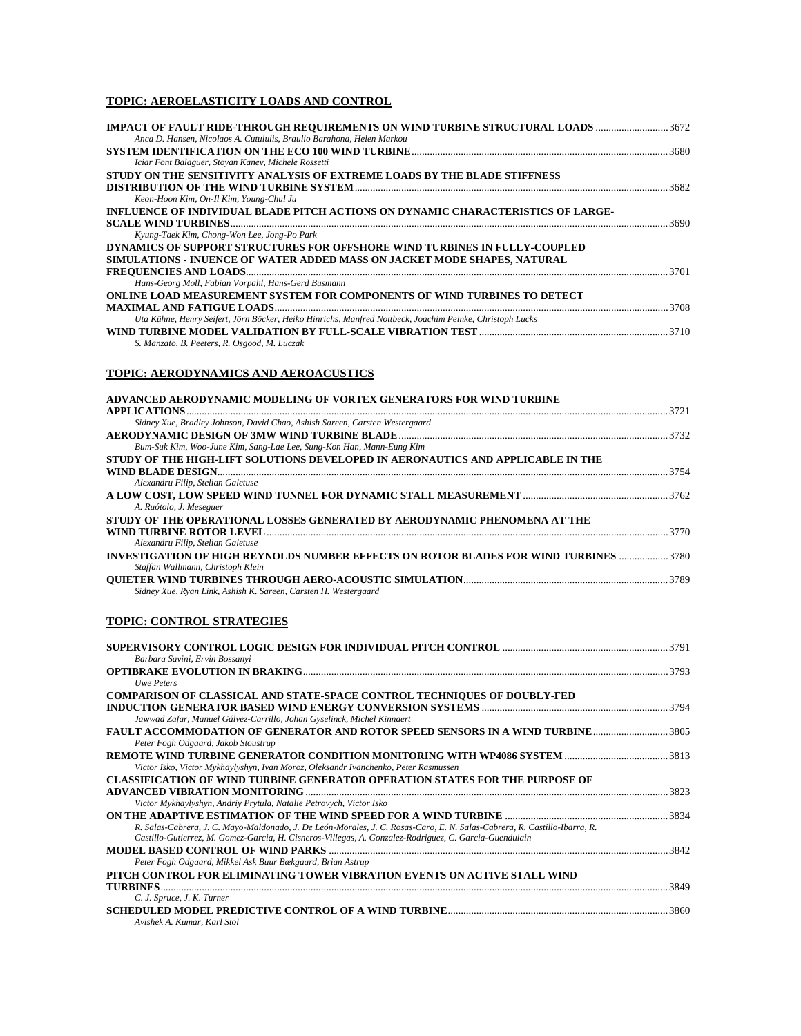## TOPIC: AEROELASTICITY LOADS AND CONTROL

**IMPACT OF FAULT RIDE-THROUGH REQUIREMENTS ON WIND TURBINE STRUCTURAL LOADS** ............................ 3672
*Anca D. Hansen, Nicolaos A. Cutululis, Braulio Barahona, Helen Markou*

**SYSTEM IDENTIFICATION ON THE ECO 100 WIND TURBINE** ............................ 3680
*Iciar Font Balaguer, Stoyan Kanev, Michele Rossetti*

**STUDY ON THE SENSITIVITY ANALYSIS OF EXTREME LOADS BY THE BLADE STIFFNESS DISTRIBUTION OF THE WIND TURBINE SYSTEM** ............................ 3682
*Keon-Hoon Kim, On-Il Kim, Young-Chul Ju*

**INFLUENCE OF INDIVIDUAL BLADE PITCH ACTIONS ON DYNAMIC CHARACTERISTICS OF LARGE-SCALE WIND TURBINES** ............................ 3690
*Kyung-Taek Kim, Chong-Won Lee, Jong-Po Park*

**DYNAMICS OF SUPPORT STRUCTURES FOR OFFSHORE WIND TURBINES IN FULLY-COUPLED SIMULATIONS - INUENCE OF WATER ADDED MASS ON JACKET MODE SHAPES, NATURAL FREQUENCIES AND LOADS** ............................ 3701
*Hans-Georg Moll, Fabian Vorpahl, Hans-Gerd Busmann*

**ONLINE LOAD MEASUREMENT SYSTEM FOR COMPONENTS OF WIND TURBINES TO DETECT MAXIMAL AND FATIGUE LOADS** ............................ 3708
*Uta Kühne, Henry Seifert, Jörn Böcker, Heiko Hinrichs, Manfred Nottbeck, Joachim Peinke, Christoph Lucks*

**WIND TURBINE MODEL VALIDATION BY FULL-SCALE VIBRATION TEST** ............................ 3710
*S. Manzato, B. Peeters, R. Osgood, M. Luczak*

## TOPIC: AERODYNAMICS AND AEROACUSTICS

**ADVANCED AERODYNAMIC MODELING OF VORTEX GENERATORS FOR WIND TURBINE APPLICATIONS** ............................ 3721
*Sidney Xue, Bradley Johnson, David Chao, Ashish Sareen, Carsten Westergaard*

**AERODYNAMIC DESIGN OF 3MW WIND TURBINE BLADE** ............................ 3732
*Bum-Suk Kim, Woo-June Kim, Sang-Lae Lee, Sung-Kon Han, Mann-Eung Kim*

**STUDY OF THE HIGH-LIFT SOLUTIONS DEVELOPED IN AERONAUTICS AND APPLICABLE IN THE WIND BLADE DESIGN** ............................ 3754
*Alexandru Filip, Stelian Galetuse*

**A LOW COST, LOW SPEED WIND TUNNEL FOR DYNAMIC STALL MEASUREMENT** ............................ 3762
*A. Ruótolo, J. Meseguer*

**STUDY OF THE OPERATIONAL LOSSES GENERATED BY AERODYNAMIC PHENOMENA AT THE WIND TURBINE ROTOR LEVEL** ............................ 3770
*Alexandru Filip, Stelian Galetuse*

**INVESTIGATION OF HIGH REYNOLDS NUMBER EFFECTS ON ROTOR BLADES FOR WIND TURBINES** ............................ 3780
*Staffan Wallmann, Christoph Klein*

**QUIETER WIND TURBINES THROUGH AERO-ACOUSTIC SIMULATION** ............................ 3789
*Sidney Xue, Ryan Link, Ashish K. Sareen, Carsten H. Westergaard*

## TOPIC: CONTROL STRATEGIES

**SUPERVISORY CONTROL LOGIC DESIGN FOR INDIVIDUAL PITCH CONTROL** ............................ 3791
*Barbara Savini, Ervin Bossanyi*

**OPTIBRAKE EVOLUTION IN BRAKING** ............................ 3793
*Uwe Peters*

**COMPARISON OF CLASSICAL AND STATE-SPACE CONTROL TECHNIQUES OF DOUBLY-FED INDUCTION GENERATOR BASED WIND ENERGY CONVERSION SYSTEMS** ............................ 3794
*Jawwad Zafar, Manuel Gálvez-Carrillo, Johan Gyselinck, Michel Kinnaert*

**FAULT ACCOMMODATION OF GENERATOR AND ROTOR SPEED SENSORS IN A WIND TURBINE** ............................ 3805
*Peter Fogh Odgaard, Jakob Stoustrup*

**REMOTE WIND TURBINE GENERATOR CONDITION MONITORING WITH WP4086 SYSTEM** ............................ 3813
*Victor Isko, Victor Mykhaylyshyn, Ivan Moroz, Oleksandr Ivanchenko, Peter Rasmussen*

**CLASSIFICATION OF WIND TURBINE GENERATOR OPERATION STATES FOR THE PURPOSE OF ADVANCED VIBRATION MONITORING** ............................ 3823
*Victor Mykhaylyshyn, Andriy Prytula, Natalie Petrovych, Victor Isko*

**ON THE ADAPTIVE ESTIMATION OF THE WIND SPEED FOR A WIND TURBINE** ............................ 3834
*R. Salas-Cabrera, J. C. Mayo-Maldonado, J. De León-Morales, J. C. Rosas-Caro, E. N. Salas-Cabrera, R. Castillo-Ibarra, R. Castillo-Gutierrez, M. Gomez-Garcia, H. Cisneros-Villegas, A. Gonzalez-Rodriguez, C. Garcia-Guendulain*

**MODEL BASED CONTROL OF WIND PARKS** ............................ 3842
*Peter Fogh Odgaard, Mikkel Ask Buur Bækgaard, Brian Astrup*

**PITCH CONTROL FOR ELIMINATING TOWER VIBRATION EVENTS ON ACTIVE STALL WIND TURBINES** ............................ 3849
*C. J. Spruce, J. K. Turner*

**SCHEDULED MODEL PREDICTIVE CONTROL OF A WIND TURBINE** ............................ 3860
*Avishek A. Kumar, Karl Stol*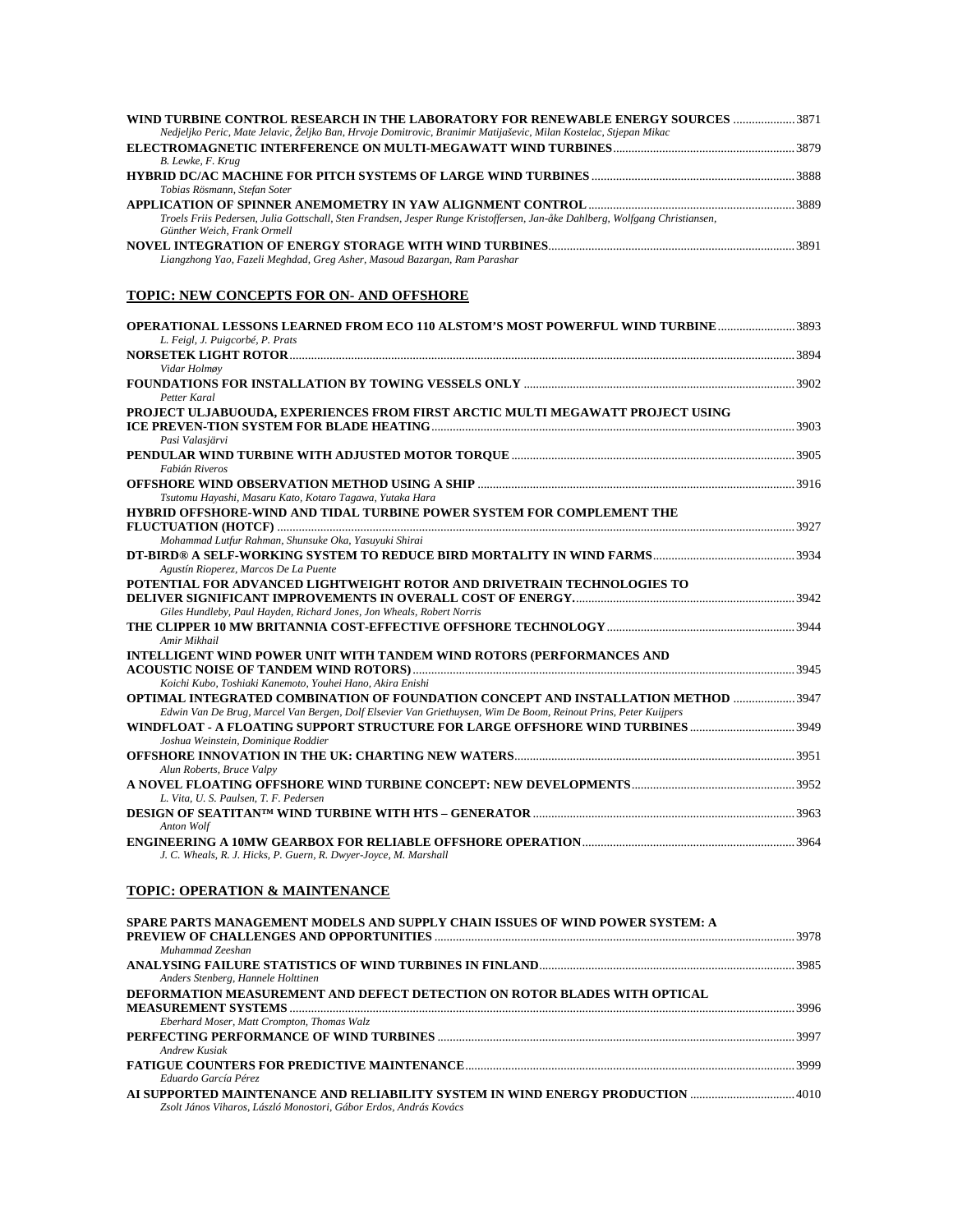**WIND TURBINE CONTROL RESEARCH IN THE LABORATORY FOR RENEWABLE ENERGY SOURCES** .................... 3871
*Nedjeljko Peric, Mate Jelavic, Željko Ban, Hrvoje Domitrovic, Branimir Matijaševic, Milan Kostelac, Stjepan Mikac*

**ELECTROMAGNETIC INTERFERENCE ON MULTI-MEGAWATT WIND TURBINES** .......................................................... 3879
*B. Lewke, F. Krug*

**HYBRID DC/AC MACHINE FOR PITCH SYSTEMS OF LARGE WIND TURBINES** ................................................................. 3888
*Tobias Rösmann, Stefan Soter*

**APPLICATION OF SPINNER ANEMOMETRY IN YAW ALIGNMENT CONTROL** .................................................................. 3889
*Troels Friis Pedersen, Julia Gottschall, Sten Frandsen, Jesper Runge Kristoffersen, Jan-åke Dahlberg, Wolfgang Christiansen, Günther Weich, Frank Ormell*

**NOVEL INTEGRATION OF ENERGY STORAGE WITH WIND TURBINES** ............................................................................... 3891
*Liangzhong Yao, Fazeli Meghdad, Greg Asher, Masoud Bazargan, Ram Parashar*

## TOPIC: NEW CONCEPTS FOR ON- AND OFFSHORE

**OPERATIONAL LESSONS LEARNED FROM ECO 110 ALSTOM'S MOST POWERFUL WIND TURBINE** ......................... 3893
*L. Feigl, J. Puigcorbé, P. Prats*

**NORSETEK LIGHT ROTOR** .................................................................................................................................................. 3894
*Vidar Holmøy*

**FOUNDATIONS FOR INSTALLATION BY TOWING VESSELS ONLY** ....................................................................................... 3902
*Petter Karal*

**PROJECT ULJABUOUDA, EXPERIENCES FROM FIRST ARCTIC MULTI MEGAWATT PROJECT USING ICE PREVEN-TION SYSTEM FOR BLADE HEATING** .................................................................................................................... 3903
*Pasi Valasjärvi*

**PENDULAR WIND TURBINE WITH ADJUSTED MOTOR TORQUE** ........................................................................................... 3905
*Fabián Riveros*

**OFFSHORE WIND OBSERVATION METHOD USING A SHIP** ...................................................................................................... 3916
*Tsutomu Hayashi, Masaru Kato, Kotaro Tagawa, Yutaka Hara*

**HYBRID OFFSHORE-WIND AND TIDAL TURBINE POWER SYSTEM FOR COMPLEMENT THE FLUCTUATION (HOTCF)** ......................................................................................................................................................... 3927
*Mohammad Lutfur Rahman, Shunsuke Oka, Yasuyuki Shirai*

**DT-BIRD® A SELF-WORKING SYSTEM TO REDUCE BIRD MORTALITY IN WIND FARMS** ............................................. 3934
*Agustín Rioperez, Marcos De La Puente*

**POTENTIAL FOR ADVANCED LIGHTWEIGHT ROTOR AND DRIVETRAIN TECHNOLOGIES TO DELIVER SIGNIFICANT IMPROVEMENTS IN OVERALL COST OF ENERGY.** ....................................................................... 3942
*Giles Hundleby, Paul Hayden, Richard Jones, Jon Wheals, Robert Norris*

**THE CLIPPER 10 MW BRITANNIA COST-EFFECTIVE OFFSHORE TECHNOLOGY** ............................................................ 3944
*Amir Mikhail*

**INTELLIGENT WIND POWER UNIT WITH TANDEM WIND ROTORS (PERFORMANCES AND ACOUSTIC NOISE OF TANDEM WIND ROTORS)** ........................................................................................................... 3945
*Koichi Kubo, Toshiaki Kanemoto, Youhei Hano, Akira Enishi*

**OPTIMAL INTEGRATED COMBINATION OF FOUNDATION CONCEPT AND INSTALLATION METHOD** .................... 3947
*Edwin Van De Brug, Marcel Van Bergen, Dolf Elsevier Van Griethuysen, Wim De Boom, Reinout Prins, Peter Kuijpers*

**WINDFLOAT - A FLOATING SUPPORT STRUCTURE FOR LARGE OFFSHORE WIND TURBINES** ................................. 3949
*Joshua Weinstein, Dominique Roddier*

**OFFSHORE INNOVATION IN THE UK: CHARTING NEW WATERS** ......................................................................................... 3951
*Alun Roberts, Bruce Valpy*

**A NOVEL FLOATING OFFSHORE WIND TURBINE CONCEPT: NEW DEVELOPMENTS** .................................................... 3952
*L. Vita, U. S. Paulsen, T. F. Pedersen*

**DESIGN OF SEATITAN™ WIND TURBINE WITH HTS – GENERATOR** .................................................................................... 3963
*Anton Wolf*

**ENGINEERING A 10MW GEARBOX FOR RELIABLE OFFSHORE OPERATION** .................................................................... 3964
*J. C. Wheals, R. J. Hicks, P. Guern, R. Dwyer-Joyce, M. Marshall*

## TOPIC: OPERATION & MAINTENANCE

**SPARE PARTS MANAGEMENT MODELS AND SUPPLY CHAIN ISSUES OF WIND POWER SYSTEM: A PREVIEW OF CHALLENGES AND OPPORTUNITIES** ................................................................................................................... 3978
*Muhammad Zeeshan*

**ANALYSING FAILURE STATISTICS OF WIND TURBINES IN FINLAND** .................................................................................. 3985
*Anders Stenberg, Hannele Holttinen*

**DEFORMATION MEASUREMENT AND DEFECT DETECTION ON ROTOR BLADES WITH OPTICAL MEASUREMENT SYSTEMS** ..................................................................................................................................................... 3996
*Eberhard Moser, Matt Crompton, Thomas Walz*

**PERFECTING PERFORMANCE OF WIND TURBINES** .................................................................................................................. 3997
*Andrew Kusiak*

**FATIGUE COUNTERS FOR PREDICTIVE MAINTENANCE** .......................................................................................................... 3999
*Eduardo García Pérez*

**AI SUPPORTED MAINTENANCE AND RELIABILITY SYSTEM IN WIND ENERGY PRODUCTION** ................................. 4010
*Zsolt János Viharos, László Monostori, Gábor Erdos, András Kovács*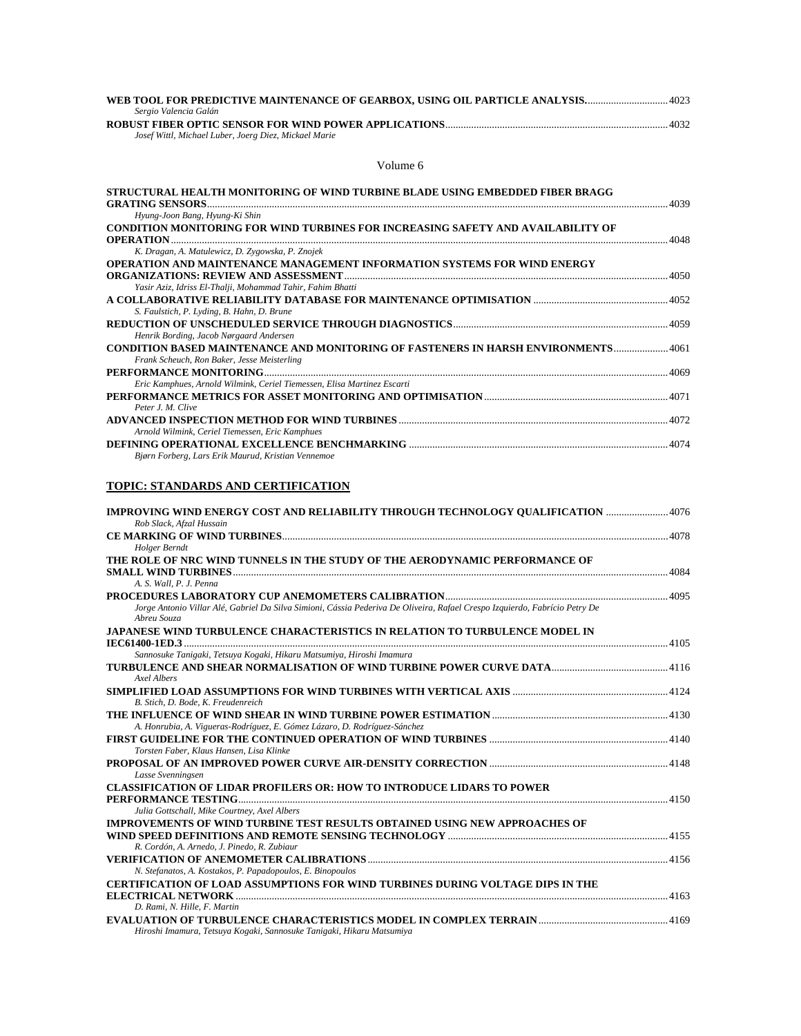**WEB TOOL FOR PREDICTIVE MAINTENANCE OF GEARBOX, USING OIL PARTICLE ANALYSIS.** ............................. 4023
*Sergio Valencia Galán*

**ROBUST FIBER OPTIC SENSOR FOR WIND POWER APPLICATIONS** ............................. 4032
*Josef Wittl, Michael Luber, Joerg Diez, Mickael Marie*

Volume 6

**STRUCTURAL HEALTH MONITORING OF WIND TURBINE BLADE USING EMBEDDED FIBER BRAGG GRATING SENSORS** ............................. 4039
*Hyung-Joon Bang, Hyung-Ki Shin*

**CONDITION MONITORING FOR WIND TURBINES FOR INCREASING SAFETY AND AVAILABILITY OF OPERATION** ............................. 4048
*K. Dragan, A. Matulewicz, D. Zygowska, P. Znojek*

**OPERATION AND MAINTENANCE MANAGEMENT INFORMATION SYSTEMS FOR WIND ENERGY ORGANIZATIONS: REVIEW AND ASSESSMENT** ............................. 4050
*Yasir Aziz, Idriss El-Thalji, Mohammad Tahir, Fahim Bhatti*

**A COLLABORATIVE RELIABILITY DATABASE FOR MAINTENANCE OPTIMISATION** ............................. 4052
*S. Faulstich, P. Lyding, B. Hahn, D. Brune*

**REDUCTION OF UNSCHEDULED SERVICE THROUGH DIAGNOSTICS** ............................. 4059
*Henrik Bording, Jacob Nørgaard Andersen*

**CONDITION BASED MAINTENANCE AND MONITORING OF FASTENERS IN HARSH ENVIRONMENTS** ............................. 4061
*Frank Scheuch, Ron Baker, Jesse Meisterling*

**PERFORMANCE MONITORING** ............................. 4069
*Eric Kamphues, Arnold Wilmink, Ceriel Tiemessen, Elisa Martinez Escarti*

**PERFORMANCE METRICS FOR ASSET MONITORING AND OPTIMISATION** ............................. 4071
*Peter J. M. Clive*

**ADVANCED INSPECTION METHOD FOR WIND TURBINES** ............................. 4072
*Arnold Wilmink, Ceriel Tiemessen, Eric Kamphues*

**DEFINING OPERATIONAL EXCELLENCE BENCHMARKING** ............................. 4074
*Bjørn Forberg, Lars Erik Maurud, Kristian Vennemoe*

## TOPIC: STANDARDS AND CERTIFICATION

**IMPROVING WIND ENERGY COST AND RELIABILITY THROUGH TECHNOLOGY QUALIFICATION** ............................. 4076
*Rob Slack, Afzal Hussain*

**CE MARKING OF WIND TURBINES** ............................. 4078
*Holger Berndt*

**THE ROLE OF NRC WIND TUNNELS IN THE STUDY OF THE AERODYNAMIC PERFORMANCE OF SMALL WIND TURBINES** ............................. 4084
*A. S. Wall, P. J. Penna*

**PROCEDURES LABORATORY CUP ANEMOMETERS CALIBRATION** ............................. 4095
*Jorge Antonio Villar Alé, Gabriel Da Silva Simioni, Cássia Pederiva De Oliveira, Rafael Crespo Izquierdo, Fabrício Petry De Abreu Souza*

**JAPANESE WIND TURBULENCE CHARACTERISTICS IN RELATION TO TURBULENCE MODEL IN IEC61400-1ED.3** ............................. 4105
*Sannosuke Tanigaki, Tetsuya Kogaki, Hikaru Matsumiya, Hiroshi Imamura*

**TURBULENCE AND SHEAR NORMALISATION OF WIND TURBINE POWER CURVE DATA** ............................. 4116
*Axel Albers*

**SIMPLIFIED LOAD ASSUMPTIONS FOR WIND TURBINES WITH VERTICAL AXIS** ............................. 4124
*B. Stich, D. Bode, K. Freudenreich*

**THE INFLUENCE OF WIND SHEAR IN WIND TURBINE POWER ESTIMATION** ............................. 4130
*A. Honrubia, A. Vigueras-Rodríguez, E. Gómez Lázaro, D. Rodríguez-Sánchez*

**FIRST GUIDELINE FOR THE CONTINUED OPERATION OF WIND TURBINES** ............................. 4140
*Torsten Faber, Klaus Hansen, Lisa Klinke*

**PROPOSAL OF AN IMPROVED POWER CURVE AIR-DENSITY CORRECTION** ............................. 4148
*Lasse Svenningsen*

**CLASSIFICATION OF LIDAR PROFILERS OR: HOW TO INTRODUCE LIDARS TO POWER PERFORMANCE TESTING** ............................. 4150
*Julia Gottschall, Mike Courtney, Axel Albers*

**IMPROVEMENTS OF WIND TURBINE TEST RESULTS OBTAINED USING NEW APPROACHES OF WIND SPEED DEFINITIONS AND REMOTE SENSING TECHNOLOGY** ............................. 4155
*R. Cordón, A. Arnedo, J. Pinedo, R. Zubiaur*

**VERIFICATION OF ANEMOMETER CALIBRATIONS** ............................. 4156
*N. Stefanatos, A. Kostakos, P. Papadopoulos, E. Binopoulos*

**CERTIFICATION OF LOAD ASSUMPTIONS FOR WIND TURBINES DURING VOLTAGE DIPS IN THE ELECTRICAL NETWORK** ............................. 4163
*D. Rami, N. Hille, F. Martin*

**EVALUATION OF TURBULENCE CHARACTERISTICS MODEL IN COMPLEX TERRAIN** ............................. 4169
*Hiroshi Imamura, Tetsuya Kogaki, Sannosuke Tanigaki, Hikaru Matsumiya*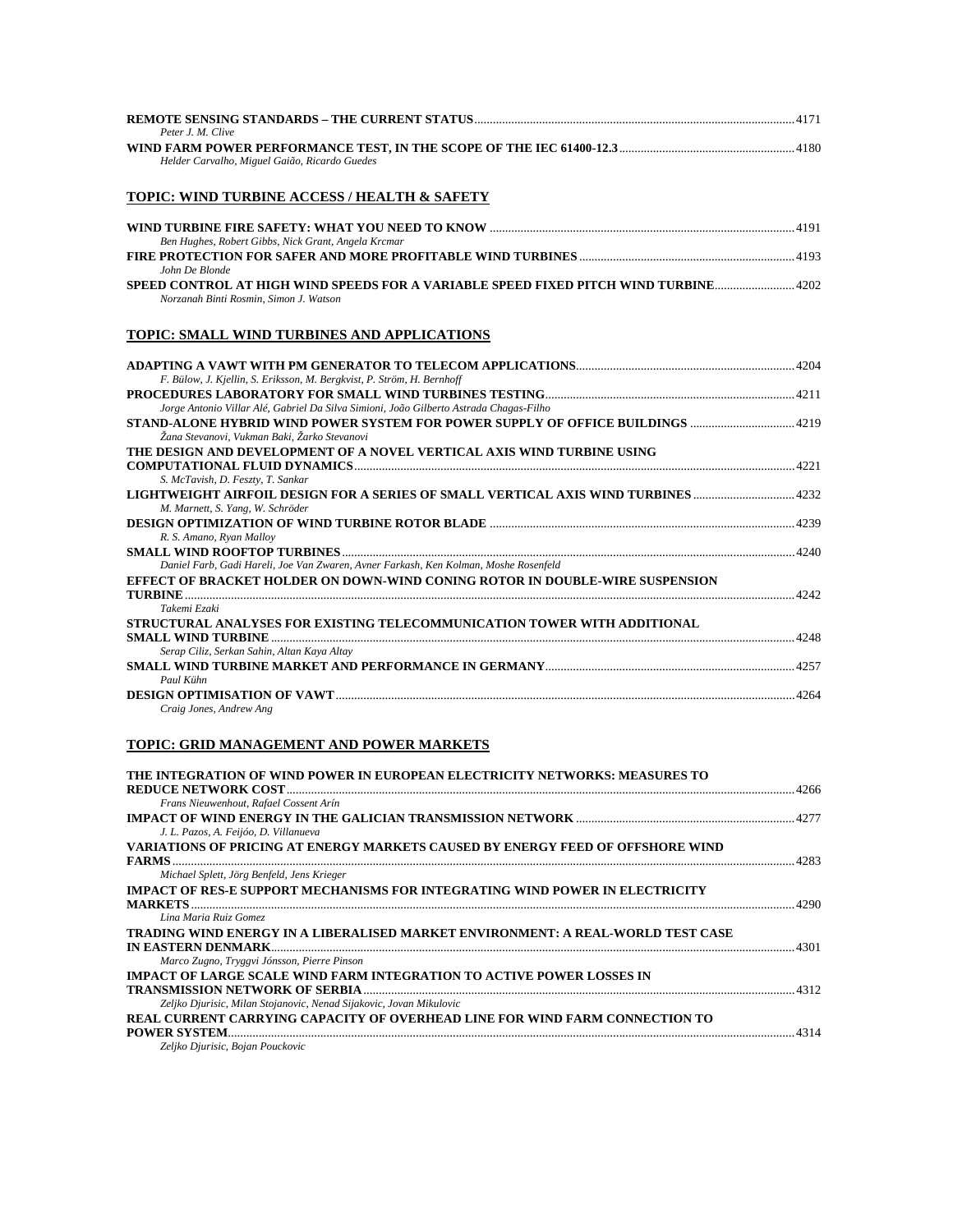**REMOTE SENSING STANDARDS – THE CURRENT STATUS** ........ 4171
*Peter J. M. Clive*

**WIND FARM POWER PERFORMANCE TEST, IN THE SCOPE OF THE IEC 61400-12.3** ........ 4180
*Helder Carvalho, Miguel Gaião, Ricardo Guedes*

## TOPIC: WIND TURBINE ACCESS / HEALTH & SAFETY

**WIND TURBINE FIRE SAFETY: WHAT YOU NEED TO KNOW** ........ 4191
*Ben Hughes, Robert Gibbs, Nick Grant, Angela Krcmar*

**FIRE PROTECTION FOR SAFER AND MORE PROFITABLE WIND TURBINES** ........ 4193
*John De Blonde*

**SPEED CONTROL AT HIGH WIND SPEEDS FOR A VARIABLE SPEED FIXED PITCH WIND TURBINE** ........ 4202
*Norzanah Binti Rosmin, Simon J. Watson*

## TOPIC: SMALL WIND TURBINES AND APPLICATIONS

**ADAPTING A VAWT WITH PM GENERATOR TO TELECOM APPLICATIONS** ........ 4204
*F. Bülow, J. Kjellin, S. Eriksson, M. Bergkvist, P. Ström, H. Bernhoff*

**PROCEDURES LABORATORY FOR SMALL WIND TURBINES TESTING** ........ 4211
*Jorge Antonio Villar Alé, Gabriel Da Silva Simioni, João Gilberto Astrada Chagas-Filho*

**STAND-ALONE HYBRID WIND POWER SYSTEM FOR POWER SUPPLY OF OFFICE BUILDINGS** ........ 4219
*Žana Stevanovi, Vukman Baki, Žarko Stevanovi*

**THE DESIGN AND DEVELOPMENT OF A NOVEL VERTICAL AXIS WIND TURBINE USING COMPUTATIONAL FLUID DYNAMICS** ........ 4221
*S. McTavish, D. Feszty, T. Sankar*

**LIGHTWEIGHT AIRFOIL DESIGN FOR A SERIES OF SMALL VERTICAL AXIS WIND TURBINES** ........ 4232
*M. Marnett, S. Yang, W. Schröder*

**DESIGN OPTIMIZATION OF WIND TURBINE ROTOR BLADE** ........ 4239
*R. S. Amano, Ryan Malloy*

**SMALL WIND ROOFTOP TURBINES** ........ 4240
*Daniel Farb, Gadi Hareli, Joe Van Zwaren, Avner Farkash, Ken Kolman, Moshe Rosenfeld*

**EFFECT OF BRACKET HOLDER ON DOWN-WIND CONING ROTOR IN DOUBLE-WIRE SUSPENSION TURBINE** ........ 4242
*Takemi Ezaki*

**STRUCTURAL ANALYSES FOR EXISTING TELECOMMUNICATION TOWER WITH ADDITIONAL SMALL WIND TURBINE** ........ 4248
*Serap Ciliz, Serkan Sahin, Altan Kaya Altay*

**SMALL WIND TURBINE MARKET AND PERFORMANCE IN GERMANY** ........ 4257
*Paul Kühn*

**DESIGN OPTIMISATION OF VAWT** ........ 4264
*Craig Jones, Andrew Ang*

## TOPIC: GRID MANAGEMENT AND POWER MARKETS

**THE INTEGRATION OF WIND POWER IN EUROPEAN ELECTRICITY NETWORKS: MEASURES TO REDUCE NETWORK COST** ........ 4266
*Frans Nieuwenhout, Rafael Cossent Arín*

**IMPACT OF WIND ENERGY IN THE GALICIAN TRANSMISSION NETWORK** ........ 4277
*J. L. Pazos, A. Feijóo, D. Villanueva*

**VARIATIONS OF PRICING AT ENERGY MARKETS CAUSED BY ENERGY FEED OF OFFSHORE WIND FARMS** ........ 4283
*Michael Splett, Jörg Benfeld, Jens Krieger*

**IMPACT OF RES-E SUPPORT MECHANISMS FOR INTEGRATING WIND POWER IN ELECTRICITY MARKETS** ........ 4290
*Lina Maria Ruiz Gomez*

**TRADING WIND ENERGY IN A LIBERALISED MARKET ENVIRONMENT: A REAL-WORLD TEST CASE IN EASTERN DENMARK** ........ 4301
*Marco Zugno, Tryggvi Jónsson, Pierre Pinson*

**IMPACT OF LARGE SCALE WIND FARM INTEGRATION TO ACTIVE POWER LOSSES IN TRANSMISSION NETWORK OF SERBIA** ........ 4312
*Zeljko Djurisic, Milan Stojanovic, Nenad Sijakovic, Jovan Mikulovic*

**REAL CURRENT CARRYING CAPACITY OF OVERHEAD LINE FOR WIND FARM CONNECTION TO POWER SYSTEM** ........ 4314
*Zeljko Djurisic, Bojan Pouckovic*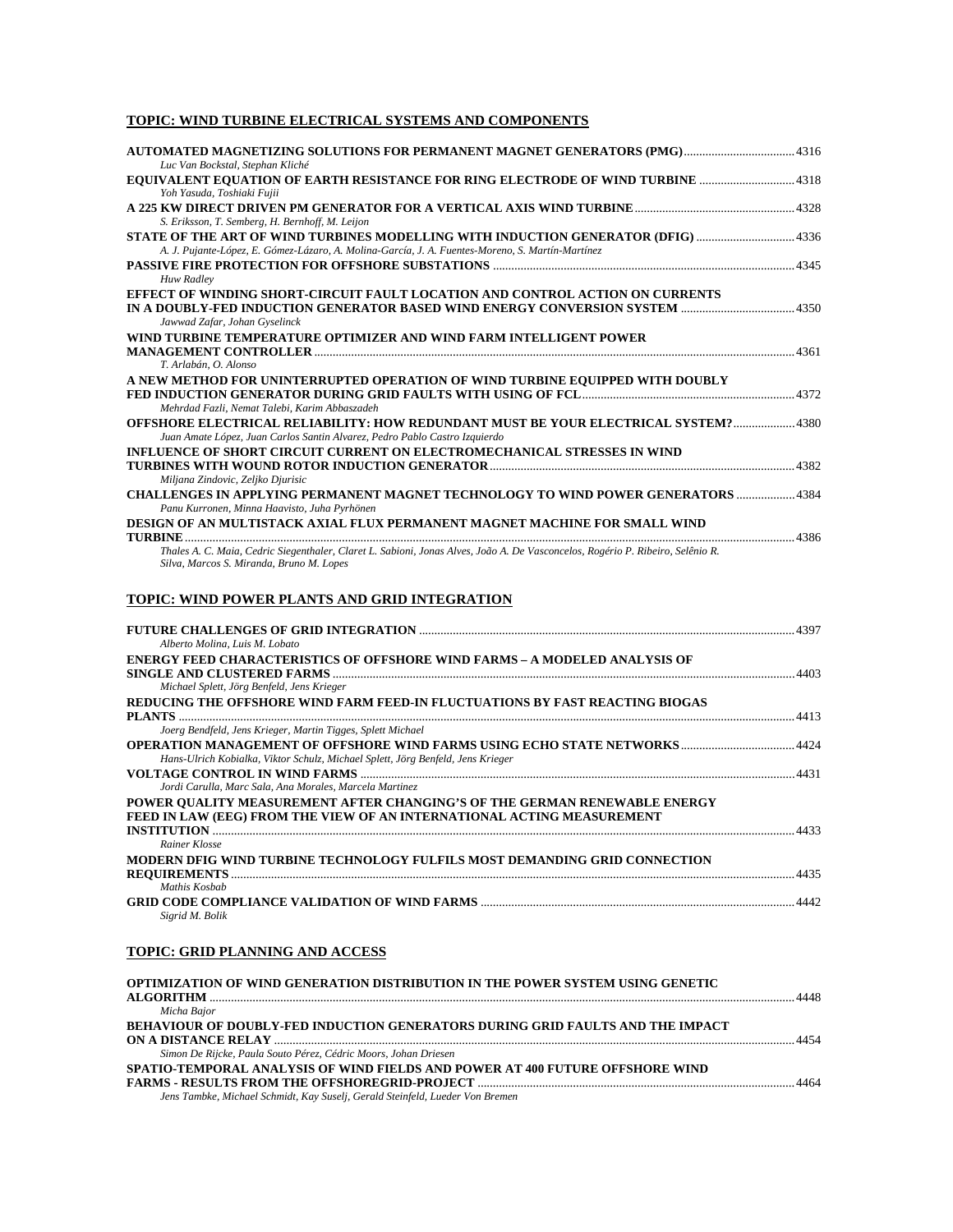## TOPIC: WIND TURBINE ELECTRICAL SYSTEMS AND COMPONENTS

**AUTOMATED MAGNETIZING SOLUTIONS FOR PERMANENT MAGNET GENERATORS (PMG)** .................................... 4316
*Luc Van Bockstal, Stephan Kliché*

**EQUIVALENT EQUATION OF EARTH RESISTANCE FOR RING ELECTRODE OF WIND TURBINE** ............................... 4318
*Yoh Yasuda, Toshiaki Fujii*

**A 225 KW DIRECT DRIVEN PM GENERATOR FOR A VERTICAL AXIS WIND TURBINE** .................................................... 4328
*S. Eriksson, T. Semberg, H. Bernhoff, M. Leijon*

**STATE OF THE ART OF WIND TURBINES MODELLING WITH INDUCTION GENERATOR (DFIG)** ................................ 4336
*A. J. Pujante-López, E. Gómez-Lázaro, A. Molina-García, J. A. Fuentes-Moreno, S. Martín-Martínez*

**PASSIVE FIRE PROTECTION FOR OFFSHORE SUBSTATIONS** ................................................................................................. 4345
*Huw Radley*

**EFFECT OF WINDING SHORT-CIRCUIT FAULT LOCATION AND CONTROL ACTION ON CURRENTS IN A DOUBLY-FED INDUCTION GENERATOR BASED WIND ENERGY CONVERSION SYSTEM** ..................................... 4350
*Jawwad Zafar, Johan Gyselinck*

**WIND TURBINE TEMPERATURE OPTIMIZER AND WIND FARM INTELLIGENT POWER MANAGEMENT CONTROLLER** ........................................................................................................................................................ 4361
*T. Arlabán, O. Alonso*

**A NEW METHOD FOR UNINTERRUPTED OPERATION OF WIND TURBINE EQUIPPED WITH DOUBLY FED INDUCTION GENERATOR DURING GRID FAULTS WITH USING OF FCL** .................................................................. 4372
*Mehrdad Fazli, Nemat Talebi, Karim Abbaszadeh*

**OFFSHORE ELECTRICAL RELIABILITY: HOW REDUNDANT MUST BE YOUR ELECTRICAL SYSTEM?** ................... 4380
*Juan Amate López, Juan Carlos Santin Alvarez, Pedro Pablo Castro Izquierdo*

**INFLUENCE OF SHORT CIRCUIT CURRENT ON ELECTROMECHANICAL STRESSES IN WIND TURBINES WITH WOUND ROTOR INDUCTION GENERATOR** ................................................................................................ 4382
*Miljana Zindovic, Zeljko Djurisic*

**CHALLENGES IN APPLYING PERMANENT MAGNET TECHNOLOGY TO WIND POWER GENERATORS** .................. 4384
*Panu Kurronen, Minna Haavisto, Juha Pyrhönen*

**DESIGN OF AN MULTISTACK AXIAL FLUX PERMANENT MAGNET MACHINE FOR SMALL WIND TURBINE** ........................................................................................................................................................................................ 4386
*Thales A. C. Maia, Cedric Siegenthaler, Claret L. Sabioni, Jonas Alves, João A. De Vasconcelos, Rogério P. Ribeiro, Selênio R. Silva, Marcos S. Miranda, Bruno M. Lopes*

## TOPIC: WIND POWER PLANTS AND GRID INTEGRATION

**FUTURE CHALLENGES OF GRID INTEGRATION** ......................................................................................................................... 4397
*Alberto Molina, Luis M. Lobato*

**ENERGY FEED CHARACTERISTICS OF OFFSHORE WIND FARMS – A MODELED ANALYSIS OF SINGLE AND CLUSTERED FARMS** ....................................................................................................................................................... 4403
*Michael Splett, Jörg Benfeld, Jens Krieger*

**REDUCING THE OFFSHORE WIND FARM FEED-IN FLUCTUATIONS BY FAST REACTING BIOGAS PLANTS** .......................................................................................................................................................................................... 4413
*Joerg Bendfeld, Jens Krieger, Martin Tigges, Splett Michael*

**OPERATION MANAGEMENT OF OFFSHORE WIND FARMS USING ECHO STATE NETWORKS** ..................................... 4424
*Hans-Ulrich Kobialka, Viktor Schulz, Michael Splett, Jörg Benfeld, Jens Krieger*

**VOLTAGE CONTROL IN WIND FARMS** ............................................................................................................................................ 4431
*Jordi Carulla, Marc Sala, Ana Morales, Marcela Martinez*

**POWER QUALITY MEASUREMENT AFTER CHANGING'S OF THE GERMAN RENEWABLE ENERGY FEED IN LAW (EEG) FROM THE VIEW OF AN INTERNATIONAL ACTING MEASUREMENT INSTITUTION** ............................................................................................................................................................................ 4433
*Rainer Klosse*

**MODERN DFIG WIND TURBINE TECHNOLOGY FULFILS MOST DEMANDING GRID CONNECTION REQUIREMENTS** ............................................................................................................................................................................ 4435
*Mathis Kosbab*

**GRID CODE COMPLIANCE VALIDATION OF WIND FARMS** ..................................................................................................... 4442
*Sigrid M. Bolik*

## TOPIC: GRID PLANNING AND ACCESS

**OPTIMIZATION OF WIND GENERATION DISTRIBUTION IN THE POWER SYSTEM USING GENETIC ALGORITHM** ................................................................................................................................................................................. 4448
*Micha Bajor*

**BEHAVIOUR OF DOUBLY-FED INDUCTION GENERATORS DURING GRID FAULTS AND THE IMPACT ON A DISTANCE RELAY** ....................................................................................................................................................... 4454
*Simon De Rijcke, Paula Souto Pérez, Cédric Moors, Johan Driesen*

**SPATIO-TEMPORAL ANALYSIS OF WIND FIELDS AND POWER AT 400 FUTURE OFFSHORE WIND FARMS - RESULTS FROM THE OFFSHOREGRID-PROJECT** ...................................................................................................... 4464
*Jens Tambke, Michael Schmidt, Kay Suselj, Gerald Steinfeld, Lueder Von Bremen*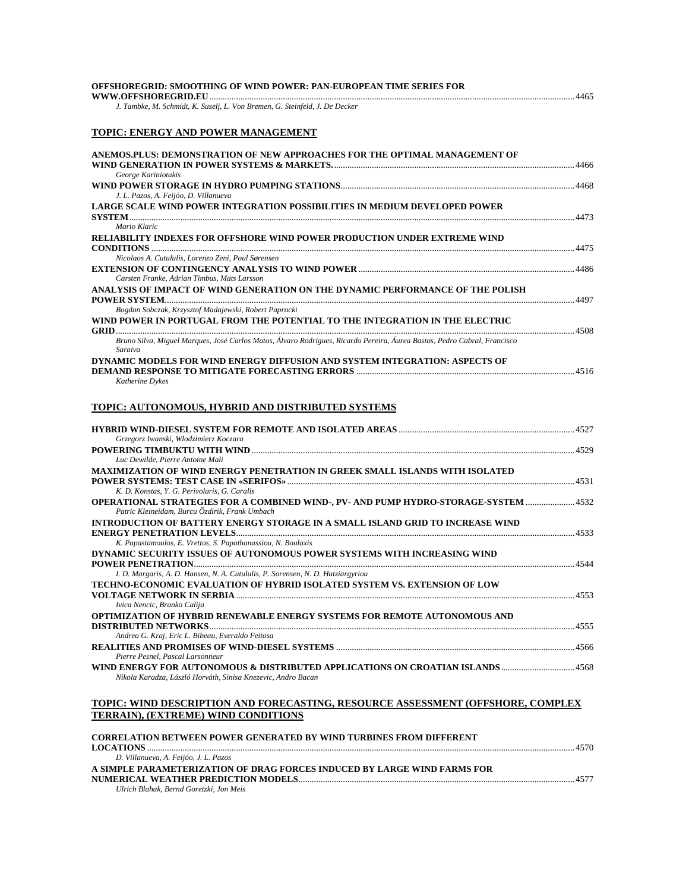**OFFSHOREGRID: SMOOTHING OF WIND POWER: PAN-EUROPEAN TIME SERIES FOR WWW.OFFSHOREGRID.EU** .......... 4465
*J. Tambke, M. Schmidt, K. Suselj, L. Von Bremen, G. Steinfeld, J. De Decker*

## TOPIC: ENERGY AND POWER MANAGEMENT

**ANEMOS.PLUS: DEMONSTRATION OF NEW APPROACHES FOR THE OPTIMAL MANAGEMENT OF WIND GENERATION IN POWER SYSTEMS & MARKETS.** .......... 4466
*George Kariniotakis*

**WIND POWER STORAGE IN HYDRO PUMPING STATIONS** .......... 4468
*J. L. Pazos, A. Feijóo, D. Villanueva*

**LARGE SCALE WIND POWER INTEGRATION POSSIBILITIES IN MEDIUM DEVELOPED POWER SYSTEM** .......... 4473
*Mario Klaric*

**RELIABILITY INDEXES FOR OFFSHORE WIND POWER PRODUCTION UNDER EXTREME WIND CONDITIONS** .......... 4475
*Nicolaos A. Cutululis, Lorenzo Zeni, Poul Sørensen*

**EXTENSION OF CONTINGENCY ANALYSIS TO WIND POWER** .......... 4486
*Carsten Franke, Adrian Timbus, Mats Larsson*

**ANALYSIS OF IMPACT OF WIND GENERATION ON THE DYNAMIC PERFORMANCE OF THE POLISH POWER SYSTEM** .......... 4497
*Bogdan Sobczak, Krzysztof Madajewski, Robert Paprocki*

**WIND POWER IN PORTUGAL FROM THE POTENTIAL TO THE INTEGRATION IN THE ELECTRIC GRID** .......... 4508
*Bruno Silva, Miguel Marques, José Carlos Matos, Álvaro Rodrigues, Ricardo Pereira, Áurea Bastos, Pedro Cabral, Francisco Saraiva*

**DYNAMIC MODELS FOR WIND ENERGY DIFFUSION AND SYSTEM INTEGRATION: ASPECTS OF DEMAND RESPONSE TO MITIGATE FORECASTING ERRORS** .......... 4516
*Katherine Dykes*

## TOPIC: AUTONOMOUS, HYBRID AND DISTRIBUTED SYSTEMS

**HYBRID WIND-DIESEL SYSTEM FOR REMOTE AND ISOLATED AREAS** .......... 4527
*Grzegorz Iwanski, Wlodzimierz Koczara*

**POWERING TIMBUKTU WITH WIND** .......... 4529
*Luc Dewilde, Pierre Antoine Mali*

**MAXIMIZATION OF WIND ENERGY PENETRATION IN GREEK SMALL ISLANDS WITH ISOLATED POWER SYSTEMS: TEST CASE IN «SERIFOS»** .......... 4531
*K. D. Konstas, Y. G. Perivolaris, G. Caralis*

**OPERATIONAL STRATEGIES FOR A COMBINED WIND-, PV- AND PUMP HYDRO-STORAGE-SYSTEM** .......... 4532
*Patric Kleineidam, Burcu Özdirik, Frank Umbach*

**INTRODUCTION OF BATTERY ENERGY STORAGE IN A SMALL ISLAND GRID TO INCREASE WIND ENERGY PENETRATION LEVELS** .......... 4533
*K. Papastamoulos, E. Vrettos, S. Papathanassiou, N. Boulaxis*

**DYNAMIC SECURITY ISSUES OF AUTONOMOUS POWER SYSTEMS WITH INCREASING WIND POWER PENETRATION** .......... 4544
*I. D. Margaris, A. D. Hansen, N. A. Cutululis, P. Sorensen, N. D. Hatziargyriou*

**TECHNO-ECONOMIC EVALUATION OF HYBRID ISOLATED SYSTEM VS. EXTENSION OF LOW VOLTAGE NETWORK IN SERBIA** .......... 4553
*Ivica Nencic, Branko Calija*

**OPTIMIZATION OF HYBRID RENEWABLE ENERGY SYSTEMS FOR REMOTE AUTONOMOUS AND DISTRIBUTED NETWORKS** .......... 4555
*Andrea G. Kraj, Eric L. Bibeau, Everaldo Feitosa*

**REALITIES AND PROMISES OF WIND-DIESEL SYSTEMS** .......... 4566
*Pierre Pesnel, Pascal Larsonneur*

**WIND ENERGY FOR AUTONOMOUS & DISTRIBUTED APPLICATIONS ON CROATIAN ISLANDS** .......... 4568
*Nikola Karadza, László Horváth, Sinisa Knezevic, Andro Bacan*

## TOPIC: WIND DESCRIPTION AND FORECASTING, RESOURCE ASSESSMENT (OFFSHORE, COMPLEX TERRAIN), (EXTREME) WIND CONDITIONS

**CORRELATION BETWEEN POWER GENERATED BY WIND TURBINES FROM DIFFERENT LOCATIONS** .......... 4570
*D. Villanueva, A. Feijóo, J. L. Pazos*

**A SIMPLE PARAMETERIZATION OF DRAG FORCES INDUCED BY LARGE WIND FARMS FOR NUMERICAL WEATHER PREDICTION MODELS** .......... 4577
*Ulrich Blahak, Bernd Goretzki, Jon Meis*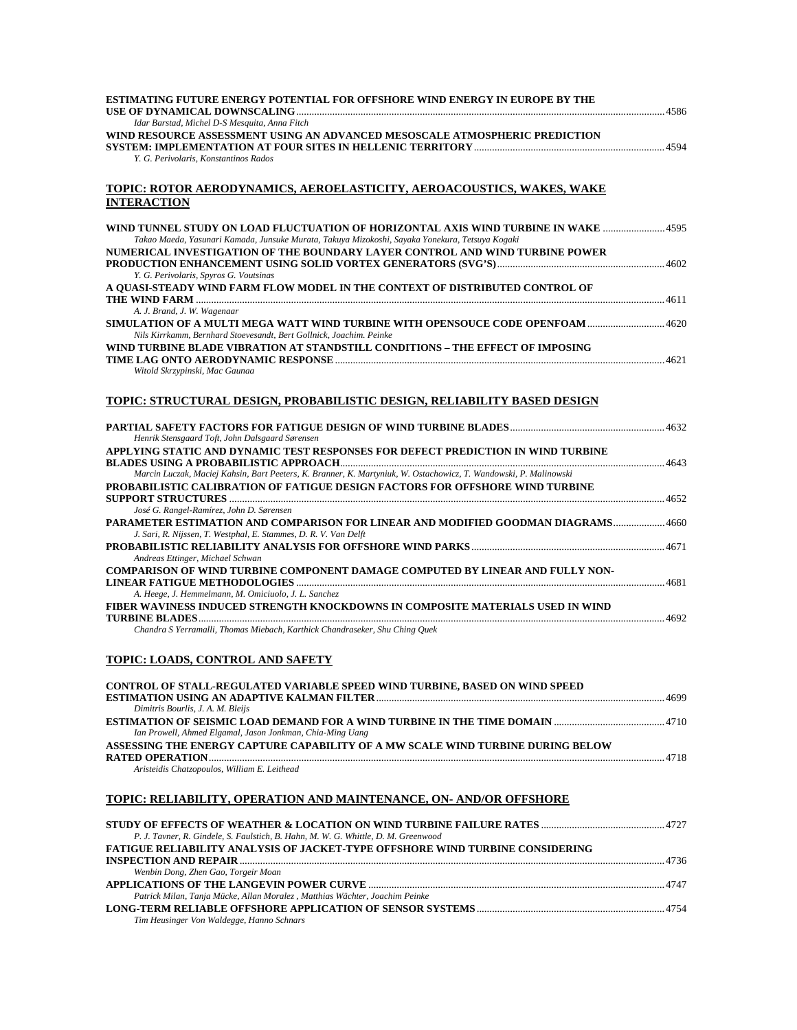**ESTIMATING FUTURE ENERGY POTENTIAL FOR OFFSHORE WIND ENERGY IN EUROPE BY THE USE OF DYNAMICAL DOWNSCALING** ..... 4586
*Idar Barstad, Michel D-S Mesquita, Anna Fitch*

**WIND RESOURCE ASSESSMENT USING AN ADVANCED MESOSCALE ATMOSPHERIC PREDICTION SYSTEM: IMPLEMENTATION AT FOUR SITES IN HELLENIC TERRITORY** ..... 4594
*Y. G. Perivolaris, Konstantinos Rados*

## TOPIC: ROTOR AERODYNAMICS, AEROELASTICITY, AEROACOUSTICS, WAKES, WAKE INTERACTION

**WIND TUNNEL STUDY ON LOAD FLUCTUATION OF HORIZONTAL AXIS WIND TURBINE IN WAKE** ..... 4595
*Takao Maeda, Yasunari Kamada, Junsuke Murata, Takuya Mizokoshi, Sayaka Yonekura, Tetsuya Kogaki*

**NUMERICAL INVESTIGATION OF THE BOUNDARY LAYER CONTROL AND WIND TURBINE POWER PRODUCTION ENHANCEMENT USING SOLID VORTEX GENERATORS (SVG'S)** ..... 4602
*Y. G. Perivolaris, Spyros G. Voutsinas*

**A QUASI-STEADY WIND FARM FLOW MODEL IN THE CONTEXT OF DISTRIBUTED CONTROL OF THE WIND FARM** ..... 4611
*A. J. Brand, J. W. Wagenaar*

**SIMULATION OF A MULTI MEGA WATT WIND TURBINE WITH OPENSOUCE CODE OPENFOAM** ..... 4620
*Nils Kirrkamm, Bernhard Stoevesandt, Bert Gollnick, Joachim. Peinke*

**WIND TURBINE BLADE VIBRATION AT STANDSTILL CONDITIONS – THE EFFECT OF IMPOSING TIME LAG ONTO AERODYNAMIC RESPONSE** ..... 4621
*Witold Skrzypinski, Mac Gaunaa*

## TOPIC: STRUCTURAL DESIGN, PROBABILISTIC DESIGN, RELIABILITY BASED DESIGN

**PARTIAL SAFETY FACTORS FOR FATIGUE DESIGN OF WIND TURBINE BLADES** ..... 4632
*Henrik Stensgaard Toft, John Dalsgaard Sørensen*

**APPLYING STATIC AND DYNAMIC TEST RESPONSES FOR DEFECT PREDICTION IN WIND TURBINE BLADES USING A PROBABILISTIC APPROACH** ..... 4643
*Marcin Luczak, Maciej Kahsin, Bart Peeters, K. Branner, K. Martyniuk, W. Ostachowicz, T. Wandowski, P. Malinowski*

**PROBABILISTIC CALIBRATION OF FATIGUE DESIGN FACTORS FOR OFFSHORE WIND TURBINE SUPPORT STRUCTURES** ..... 4652
*José G. Rangel-Ramírez, John D. Sørensen*

**PARAMETER ESTIMATION AND COMPARISON FOR LINEAR AND MODIFIED GOODMAN DIAGRAMS** ..... 4660
*J. Sari, R. Nijssen, T. Westphal, E. Stammes, D. R. V. Van Delft*

**PROBABILISTIC RELIABILITY ANALYSIS FOR OFFSHORE WIND PARKS** ..... 4671
*Andreas Ettinger, Michael Schwan*

**COMPARISON OF WIND TURBINE COMPONENT DAMAGE COMPUTED BY LINEAR AND FULLY NON-LINEAR FATIGUE METHODOLOGIES** ..... 4681
*A. Heege, J. Hemmelmann, M. Omiciuolo, J. L. Sanchez*

**FIBER WAVINESS INDUCED STRENGTH KNOCKDOWNS IN COMPOSITE MATERIALS USED IN WIND TURBINE BLADES** ..... 4692
*Chandra S Yerramalli, Thomas Miebach, Karthick Chandraseker, Shu Ching Quek*

## TOPIC: LOADS, CONTROL AND SAFETY

**CONTROL OF STALL-REGULATED VARIABLE SPEED WIND TURBINE, BASED ON WIND SPEED ESTIMATION USING AN ADAPTIVE KALMAN FILTER** ..... 4699
*Dimitris Bourlis, J. A. M. Bleijs*

**ESTIMATION OF SEISMIC LOAD DEMAND FOR A WIND TURBINE IN THE TIME DOMAIN** ..... 4710
*Ian Prowell, Ahmed Elgamal, Jason Jonkman, Chia-Ming Uang*

**ASSESSING THE ENERGY CAPTURE CAPABILITY OF A MW SCALE WIND TURBINE DURING BELOW RATED OPERATION** ..... 4718
*Aristeidis Chatzopoulos, William E. Leithead*

## TOPIC: RELIABILITY, OPERATION AND MAINTENANCE, ON- AND/OR OFFSHORE

**STUDY OF EFFECTS OF WEATHER & LOCATION ON WIND TURBINE FAILURE RATES** ..... 4727
*P. J. Tavner, R. Gindele, S. Faulstich, B. Hahn, M. W. G. Whittle, D. M. Greenwood*

**FATIGUE RELIABILITY ANALYSIS OF JACKET-TYPE OFFSHORE WIND TURBINE CONSIDERING INSPECTION AND REPAIR** ..... 4736
*Wenbin Dong, Zhen Gao, Torgeir Moan*

**APPLICATIONS OF THE LANGEVIN POWER CURVE** ..... 4747
*Patrick Milan, Tanja Mücke, Allan Moralez , Matthias Wächter, Joachim Peinke*

**LONG-TERM RELIABLE OFFSHORE APPLICATION OF SENSOR SYSTEMS** ..... 4754
*Tim Heusinger Von Waldegge, Hanno Schnars*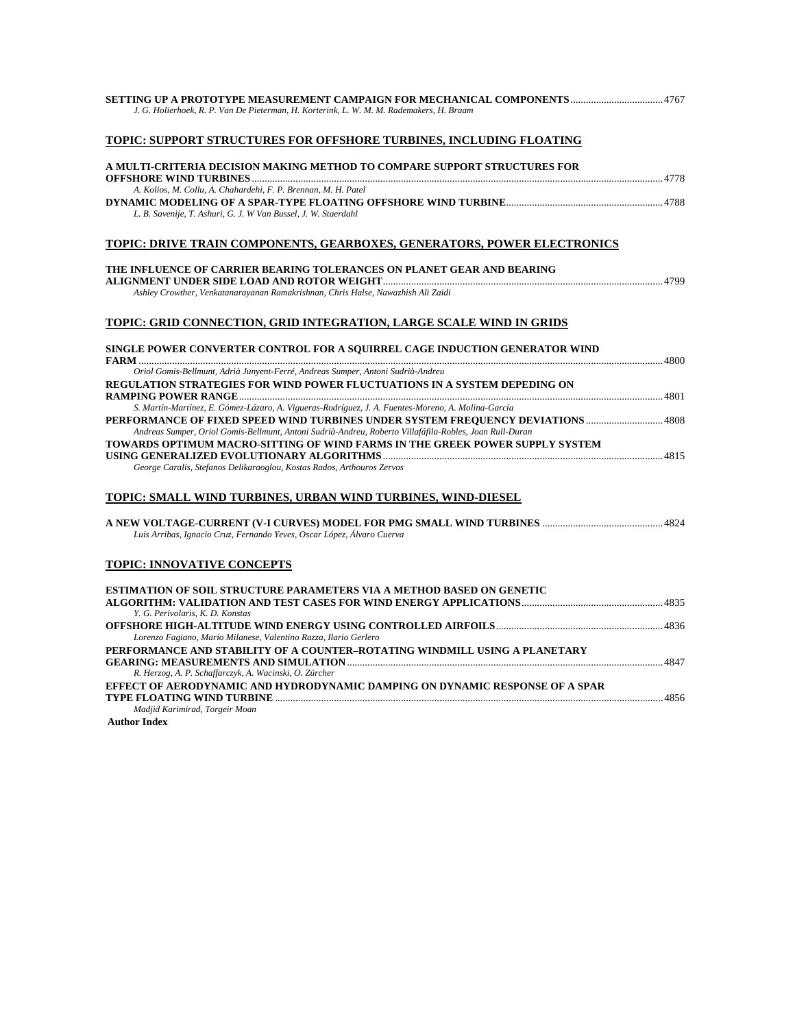**SETTING UP A PROTOTYPE MEASUREMENT CAMPAIGN FOR MECHANICAL COMPONENTS** .................................... 4767
*J. G. Holierhoek, R. P. Van De Pieterman, H. Korterink, L. W. M. M. Rademakers, H. Braam*

## TOPIC: SUPPORT STRUCTURES FOR OFFSHORE TURBINES, INCLUDING FLOATING

**A MULTI-CRITERIA DECISION MAKING METHOD TO COMPARE SUPPORT STRUCTURES FOR OFFSHORE WIND TURBINES** ........................................................................................................................................ 4778
*A. Kolios, M. Collu, A. Chahardehi, F. P. Brennan, M. H. Patel*

**DYNAMIC MODELING OF A SPAR-TYPE FLOATING OFFSHORE WIND TURBINE** ............................................................. 4788
*L. B. Savenije, T. Ashuri, G. J. W Van Bussel, J. W. Staerdahl*

## TOPIC: DRIVE TRAIN COMPONENTS, GEARBOXES, GENERATORS, POWER ELECTRONICS

**THE INFLUENCE OF CARRIER BEARING TOLERANCES ON PLANET GEAR AND BEARING ALIGNMENT UNDER SIDE LOAD AND ROTOR WEIGHT** ............................................................................................................ 4799
*Ashley Crowther, Venkatanarayanan Ramakrishnan, Chris Halse, Nawazhish Ali Zaidi*

## TOPIC: GRID CONNECTION, GRID INTEGRATION, LARGE SCALE WIND IN GRIDS

**SINGLE POWER CONVERTER CONTROL FOR A SQUIRREL CAGE INDUCTION GENERATOR WIND FARM** ..................................................................................................................................................................... 4800
*Oriol Gomis-Bellmunt, Adrià Junyent-Ferré, Andreas Sumper, Antoni Sudrià-Andreu*

**REGULATION STRATEGIES FOR WIND POWER FLUCTUATIONS IN A SYSTEM DEPEDING ON RAMPING POWER RANGE** .................................................................................................................................................. 4801
*S. Martín-Martínez, E. Gómez-Lázaro, A. Vigueras-Rodríguez, J. A. Fuentes-Moreno, A. Molina-García*

**PERFORMANCE OF FIXED SPEED WIND TURBINES UNDER SYSTEM FREQUENCY DEVIATIONS** .............................. 4808
*Andreas Sumper, Oriol Gomis-Bellmunt, Antoni Sudrià-Andreu, Roberto Villafáfila-Robles, Joan Rull-Duran*

**TOWARDS OPTIMUM MACRO-SITTING OF WIND FARMS IN THE GREEK POWER SUPPLY SYSTEM USING GENERALIZED EVOLUTIONARY ALGORITHMS** ............................................................................................................ 4815
*George Caralis, Stefanos Delikaraoglou, Kostas Rados, Arthouros Zervos*

## TOPIC: SMALL WIND TURBINES, URBAN WIND TURBINES, WIND-DIESEL

**A NEW VOLTAGE-CURRENT (V-I CURVES) MODEL FOR PMG SMALL WIND TURBINES** ............................................... 4824
*Luis Arribas, Ignacio Cruz, Fernando Yeves, Oscar López, Álvaro Cuerva*

## TOPIC: INNOVATIVE CONCEPTS

**ESTIMATION OF SOIL STRUCTURE PARAMETERS VIA A METHOD BASED ON GENETIC ALGORITHM: VALIDATION AND TEST CASES FOR WIND ENERGY APPLICATIONS** ....................................................... 4835
*Y. G. Perivolaris, K. D. Konstas*

**OFFSHORE HIGH-ALTITUDE WIND ENERGY USING CONTROLLED AIRFOILS** ................................................................. 4836
*Lorenzo Fagiano, Mario Milanese, Valentino Razza, Ilario Gerlero*

**PERFORMANCE AND STABILITY OF A COUNTER–ROTATING WINDMILL USING A PLANETARY GEARING: MEASUREMENTS AND SIMULATION** ......................................................................................................................... 4847
*R. Herzog, A. P. Schaffarczyk, A. Wacinski, O. Zürcher*

**EFFECT OF AERODYNAMIC AND HYDRODYNAMIC DAMPING ON DYNAMIC RESPONSE OF A SPAR TYPE FLOATING WIND TURBINE** ..................................................................................................................................... 4856
*Madjid Karimirad, Torgeir Moan*

**Author Index**